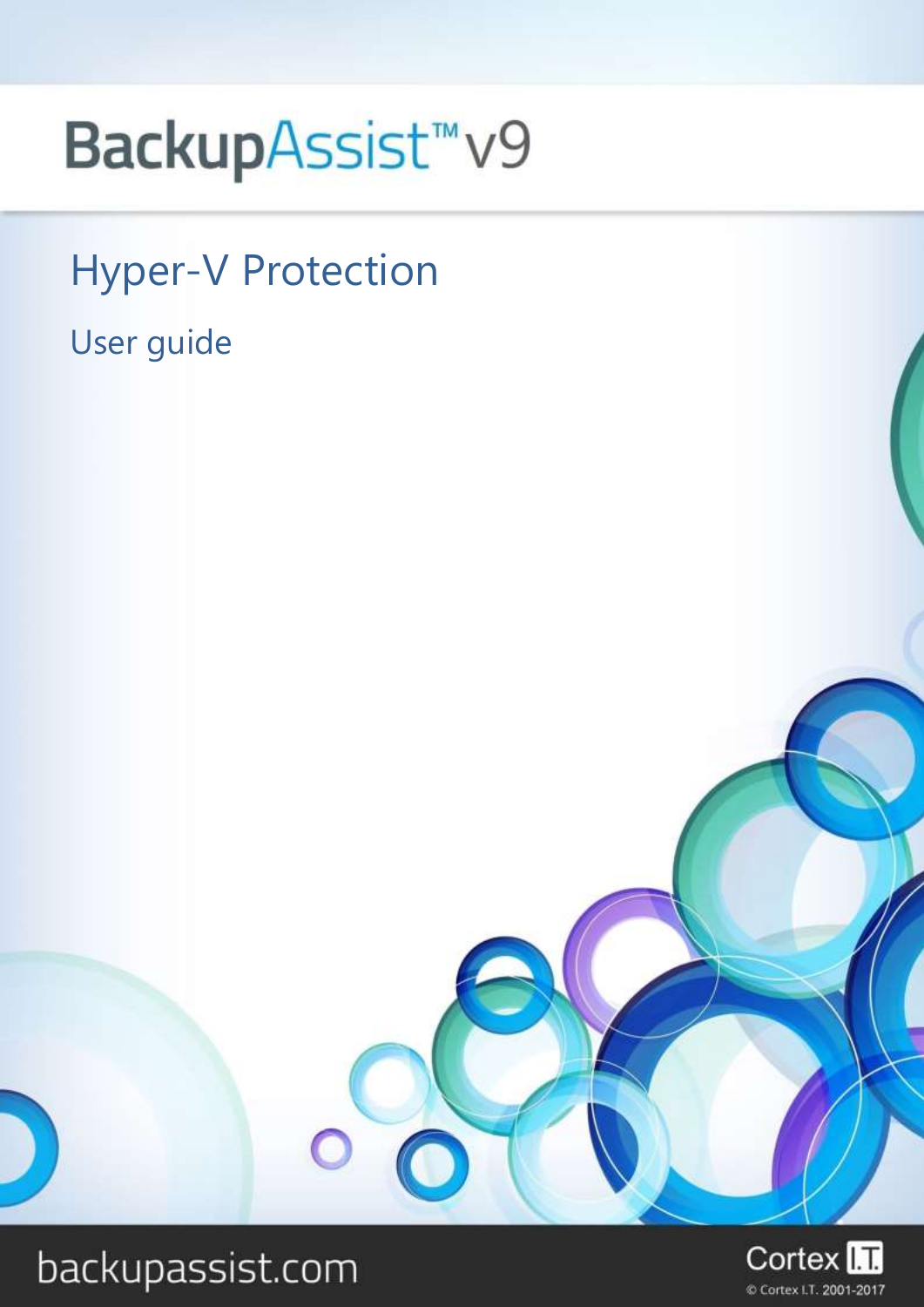# BackupAssist™ v9

## Hyper-V Protection

### User guide

backupassist.com

Cortex I.T.

© Cortex I.T. 2001-2017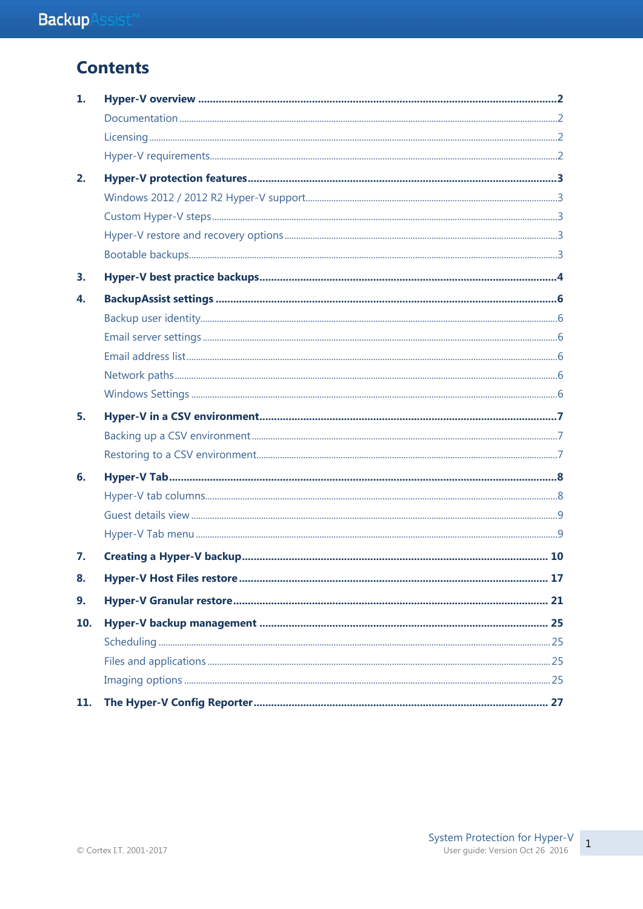# Contents

1. **Hyper-V overview** ........ 2
   - Documentation ........ 2
   - Licensing ........ 2
   - Hyper-V requirements ........ 2
2. **Hyper-V protection features** ........ 3
   - Windows 2012 / 2012 R2 Hyper-V support ........ 3
   - Custom Hyper-V steps ........ 3
   - Hyper-V restore and recovery options ........ 3
   - Bootable backups ........ 3
3. **Hyper-V best practice backups** ........ 4
4. **BackupAssist settings** ........ 6
   - Backup user identity ........ 6
   - Email server settings ........ 6
   - Email address list ........ 6
   - Network paths ........ 6
   - Windows Settings ........ 6
5. **Hyper-V in a CSV environment** ........ 7
   - Backing up a CSV environment ........ 7
   - Restoring to a CSV environment ........ 7
6. **Hyper-V Tab** ........ 8
   - Hyper-V tab columns ........ 8
   - Guest details view ........ 9
   - Hyper-V Tab menu ........ 9
7. **Creating a Hyper-V backup** ........ 10
8. **Hyper-V Host Files restore** ........ 17
9. **Hyper-V Granular restore** ........ 21
10. **Hyper-V backup management** ........ 25
    - Scheduling ........ 25
    - Files and applications ........ 25
    - Imaging options ........ 25
11. **The Hyper-V Config Reporter** ........ 27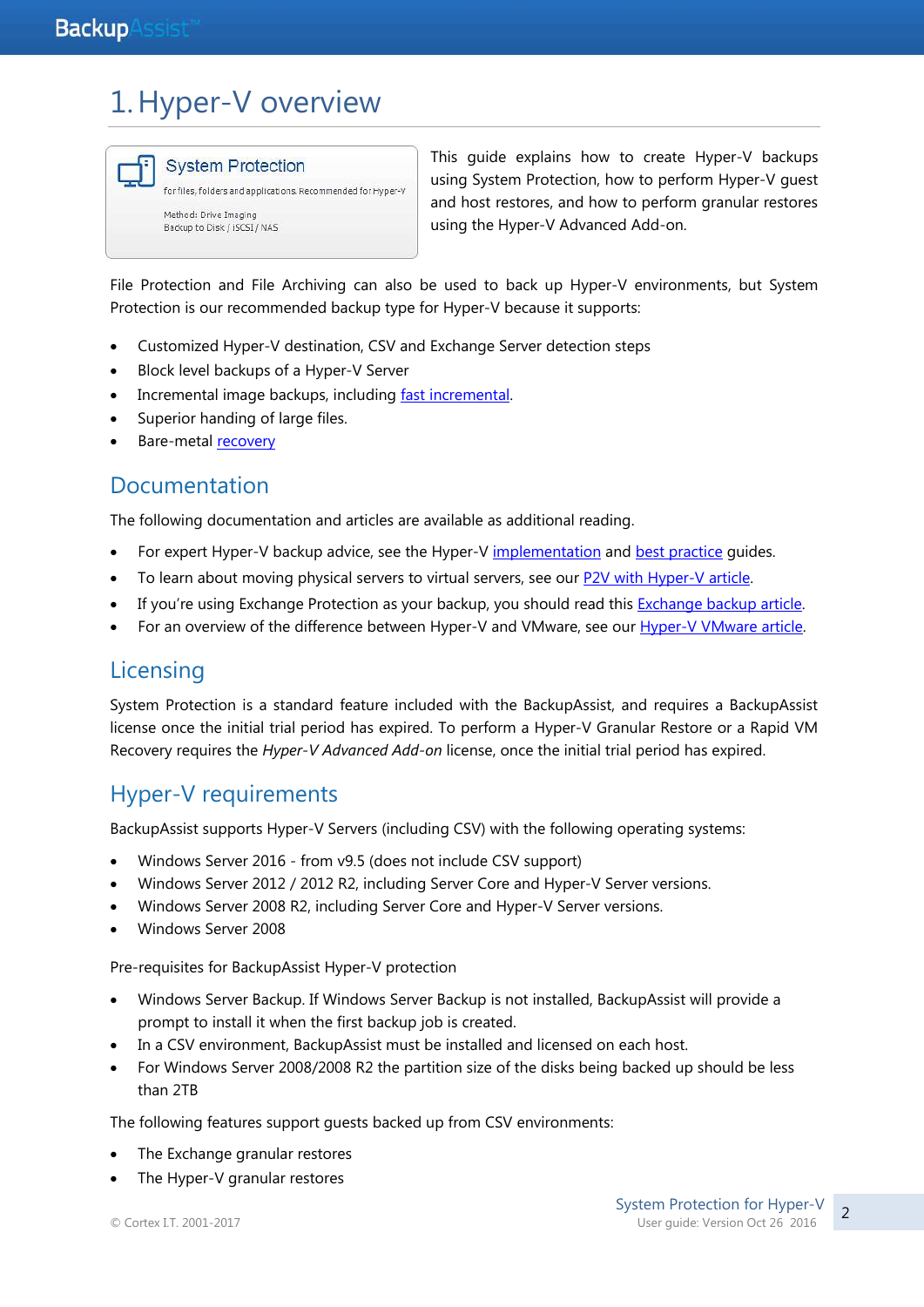# 1. Hyper-V overview

System Protection

for files, folders and applications. Recommended for Hyper-V

Method: Drive Imaging
Backup to Disk / iSCSI / NAS

This guide explains how to create Hyper-V backups using System Protection, how to perform Hyper-V guest and host restores, and how to perform granular restores using the Hyper-V Advanced Add-on.

File Protection and File Archiving can also be used to back up Hyper-V environments, but System Protection is our recommended backup type for Hyper-V because it supports:

- Customized Hyper-V destination, CSV and Exchange Server detection steps
- Block level backups of a Hyper-V Server
- Incremental image backups, including fast incremental.
- Superior handing of large files.
- Bare-metal recovery

## Documentation

The following documentation and articles are available as additional reading.

- For expert Hyper-V backup advice, see the Hyper-V implementation and best practice guides.
- To learn about moving physical servers to virtual servers, see our P2V with Hyper-V article.
- If you're using Exchange Protection as your backup, you should read this Exchange backup article.
- For an overview of the difference between Hyper-V and VMware, see our Hyper-V VMware article.

## Licensing

System Protection is a standard feature included with the BackupAssist, and requires a BackupAssist license once the initial trial period has expired. To perform a Hyper-V Granular Restore or a Rapid VM Recovery requires the *Hyper-V Advanced Add-on* license, once the initial trial period has expired.

## Hyper-V requirements

BackupAssist supports Hyper-V Servers (including CSV) with the following operating systems:

- Windows Server 2016 - from v9.5 (does not include CSV support)
- Windows Server 2012 / 2012 R2, including Server Core and Hyper-V Server versions.
- Windows Server 2008 R2, including Server Core and Hyper-V Server versions.
- Windows Server 2008

Pre-requisites for BackupAssist Hyper-V protection

- Windows Server Backup. If Windows Server Backup is not installed, BackupAssist will provide a prompt to install it when the first backup job is created.
- In a CSV environment, BackupAssist must be installed and licensed on each host.
- For Windows Server 2008/2008 R2 the partition size of the disks being backed up should be less than 2TB

The following features support guests backed up from CSV environments:

- The Exchange granular restores
- The Hyper-V granular restores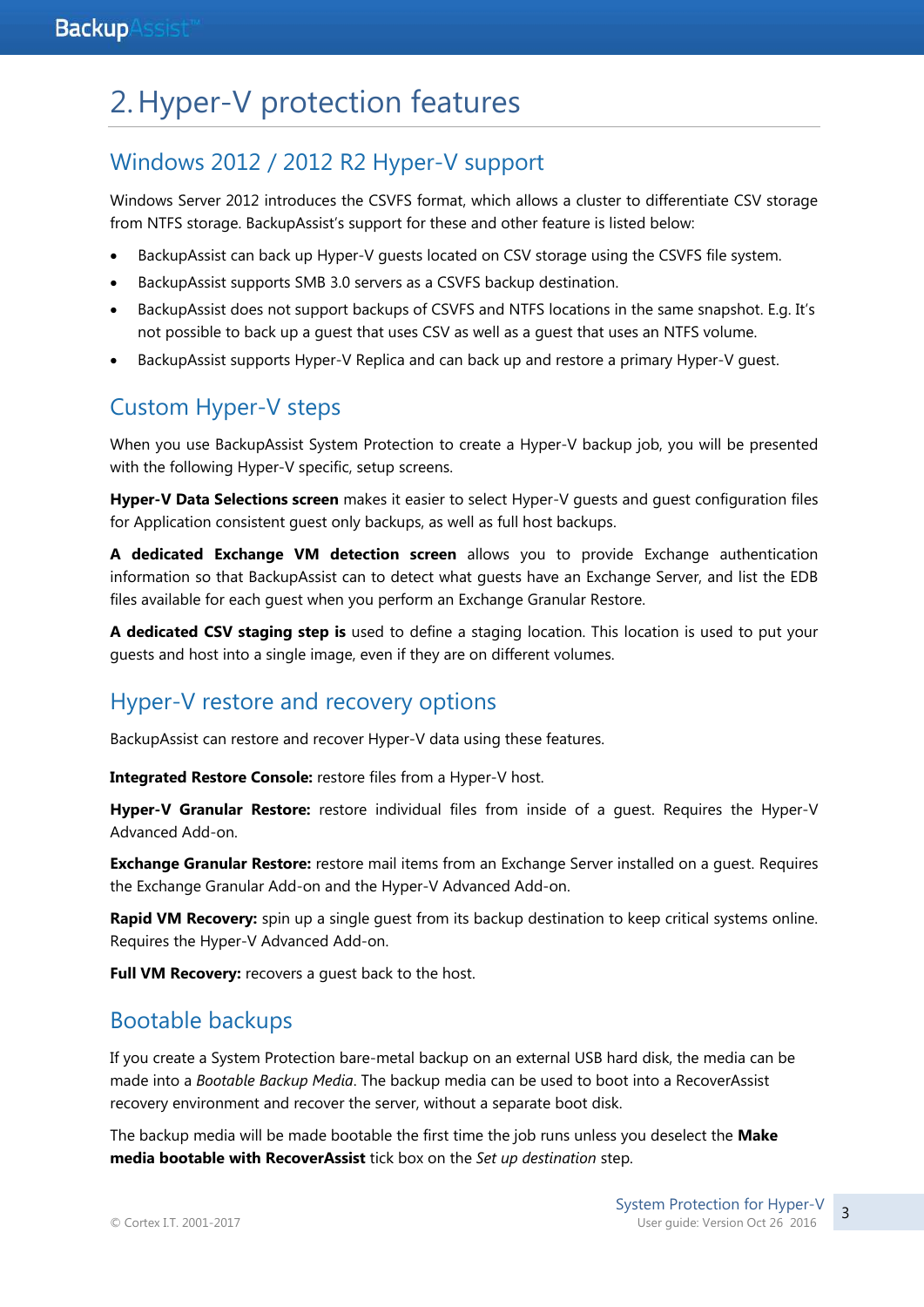# 2. Hyper-V protection features

## Windows 2012 / 2012 R2 Hyper-V support

Windows Server 2012 introduces the CSVFS format, which allows a cluster to differentiate CSV storage from NTFS storage. BackupAssist's support for these and other feature is listed below:

- BackupAssist can back up Hyper-V guests located on CSV storage using the CSVFS file system.
- BackupAssist supports SMB 3.0 servers as a CSVFS backup destination.
- BackupAssist does not support backups of CSVFS and NTFS locations in the same snapshot. E.g. It's not possible to back up a guest that uses CSV as well as a guest that uses an NTFS volume.
- BackupAssist supports Hyper-V Replica and can back up and restore a primary Hyper-V guest.

## Custom Hyper-V steps

When you use BackupAssist System Protection to create a Hyper-V backup job, you will be presented with the following Hyper-V specific, setup screens.

**Hyper-V Data Selections screen** makes it easier to select Hyper-V guests and guest configuration files for Application consistent guest only backups, as well as full host backups.

**A dedicated Exchange VM detection screen** allows you to provide Exchange authentication information so that BackupAssist can to detect what guests have an Exchange Server, and list the EDB files available for each guest when you perform an Exchange Granular Restore.

**A dedicated CSV staging step is** used to define a staging location. This location is used to put your guests and host into a single image, even if they are on different volumes.

## Hyper-V restore and recovery options

BackupAssist can restore and recover Hyper-V data using these features.

**Integrated Restore Console:** restore files from a Hyper-V host.

**Hyper-V Granular Restore:** restore individual files from inside of a guest. Requires the Hyper-V Advanced Add-on.

**Exchange Granular Restore:** restore mail items from an Exchange Server installed on a guest. Requires the Exchange Granular Add-on and the Hyper-V Advanced Add-on.

**Rapid VM Recovery:** spin up a single guest from its backup destination to keep critical systems online. Requires the Hyper-V Advanced Add-on.

**Full VM Recovery:** recovers a guest back to the host.

## Bootable backups

If you create a System Protection bare-metal backup on an external USB hard disk, the media can be made into a *Bootable Backup Media*. The backup media can be used to boot into a RecoverAssist recovery environment and recover the server, without a separate boot disk.

The backup media will be made bootable the first time the job runs unless you deselect the **Make media bootable with RecoverAssist** tick box on the *Set up destination* step.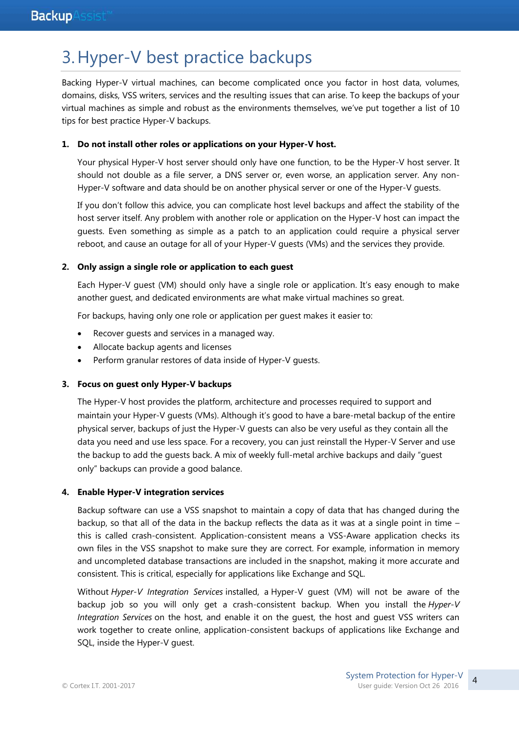# 3. Hyper-V best practice backups

Backing Hyper-V virtual machines, can become complicated once you factor in host data, volumes, domains, disks, VSS writers, services and the resulting issues that can arise. To keep the backups of your virtual machines as simple and robust as the environments themselves, we've put together a list of 10 tips for best practice Hyper-V backups.

1. **Do not install other roles or applications on your Hyper-V host.**

   Your physical Hyper-V host server should only have one function, to be the Hyper-V host server. It should not double as a file server, a DNS server or, even worse, an application server. Any non-Hyper-V software and data should be on another physical server or one of the Hyper-V guests.

   If you don't follow this advice, you can complicate host level backups and affect the stability of the host server itself. Any problem with another role or application on the Hyper-V host can impact the guests. Even something as simple as a patch to an application could require a physical server reboot, and cause an outage for all of your Hyper-V guests (VMs) and the services they provide.

2. **Only assign a single role or application to each guest**

   Each Hyper-V guest (VM) should only have a single role or application. It's easy enough to make another guest, and dedicated environments are what make virtual machines so great.

   For backups, having only one role or application per guest makes it easier to:

   - Recover guests and services in a managed way.
   - Allocate backup agents and licenses
   - Perform granular restores of data inside of Hyper-V guests.

3. **Focus on guest only Hyper-V backups**

   The Hyper-V host provides the platform, architecture and processes required to support and maintain your Hyper-V guests (VMs). Although it's good to have a bare-metal backup of the entire physical server, backups of just the Hyper-V guests can also be very useful as they contain all the data you need and use less space. For a recovery, you can just reinstall the Hyper-V Server and use the backup to add the guests back. A mix of weekly full-metal archive backups and daily "guest only" backups can provide a good balance.

4. **Enable Hyper-V integration services**

   Backup software can use a VSS snapshot to maintain a copy of data that has changed during the backup, so that all of the data in the backup reflects the data as it was at a single point in time – this is called crash-consistent. Application-consistent means a VSS-Aware application checks its own files in the VSS snapshot to make sure they are correct. For example, information in memory and uncompleted database transactions are included in the snapshot, making it more accurate and consistent. This is critical, especially for applications like Exchange and SQL.

   Without *Hyper-V Integration Services* installed, a Hyper-V guest (VM) will not be aware of the backup job so you will only get a crash-consistent backup. When you install the *Hyper-V Integration Services* on the host, and enable it on the guest, the host and guest VSS writers can work together to create online, application-consistent backups of applications like Exchange and SQL, inside the Hyper-V guest.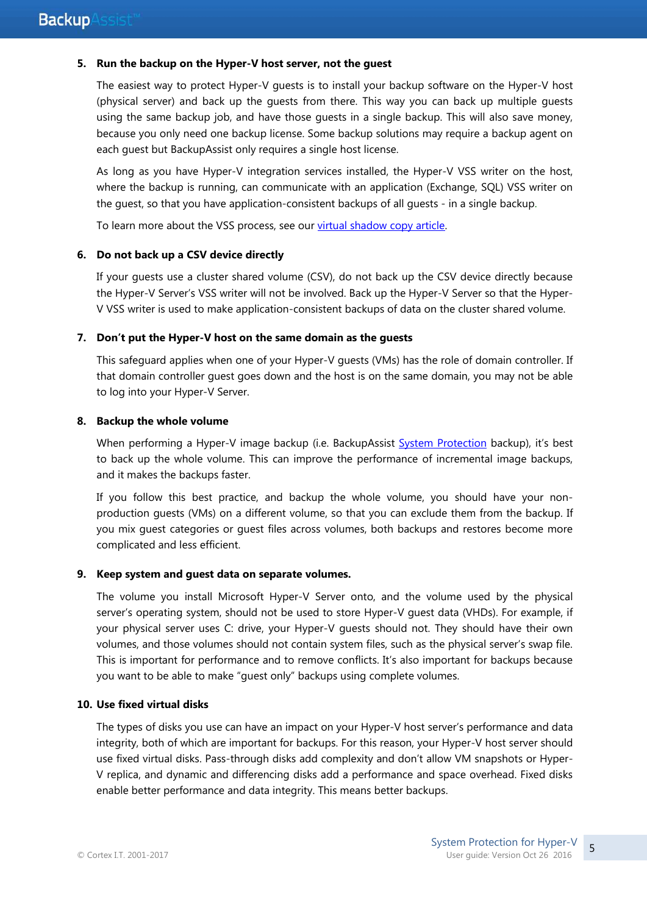**5. Run the backup on the Hyper-V host server, not the guest**

The easiest way to protect Hyper-V guests is to install your backup software on the Hyper-V host (physical server) and back up the guests from there. This way you can back up multiple guests using the same backup job, and have those guests in a single backup. This will also save money, because you only need one backup license. Some backup solutions may require a backup agent on each guest but BackupAssist only requires a single host license.

As long as you have Hyper-V integration services installed, the Hyper-V VSS writer on the host, where the backup is running, can communicate with an application (Exchange, SQL) VSS writer on the guest, so that you have application-consistent backups of all guests - in a single backup.

To learn more about the VSS process, see our virtual shadow copy article.

**6. Do not back up a CSV device directly**

If your guests use a cluster shared volume (CSV), do not back up the CSV device directly because the Hyper-V Server's VSS writer will not be involved. Back up the Hyper-V Server so that the Hyper-V VSS writer is used to make application-consistent backups of data on the cluster shared volume.

**7. Don't put the Hyper-V host on the same domain as the guests**

This safeguard applies when one of your Hyper-V guests (VMs) has the role of domain controller. If that domain controller guest goes down and the host is on the same domain, you may not be able to log into your Hyper-V Server.

**8. Backup the whole volume**

When performing a Hyper-V image backup (i.e. BackupAssist System Protection backup), it's best to back up the whole volume. This can improve the performance of incremental image backups, and it makes the backups faster.

If you follow this best practice, and backup the whole volume, you should have your non-production guests (VMs) on a different volume, so that you can exclude them from the backup. If you mix guest categories or guest files across volumes, both backups and restores become more complicated and less efficient.

**9. Keep system and guest data on separate volumes.**

The volume you install Microsoft Hyper-V Server onto, and the volume used by the physical server's operating system, should not be used to store Hyper-V guest data (VHDs). For example, if your physical server uses C: drive, your Hyper-V guests should not. They should have their own volumes, and those volumes should not contain system files, such as the physical server's swap file. This is important for performance and to remove conflicts. It's also important for backups because you want to be able to make "guest only" backups using complete volumes.

**10. Use fixed virtual disks**

The types of disks you use can have an impact on your Hyper-V host server's performance and data integrity, both of which are important for backups. For this reason, your Hyper-V host server should use fixed virtual disks. Pass-through disks add complexity and don't allow VM snapshots or Hyper-V replica, and dynamic and differencing disks add a performance and space overhead. Fixed disks enable better performance and data integrity. This means better backups.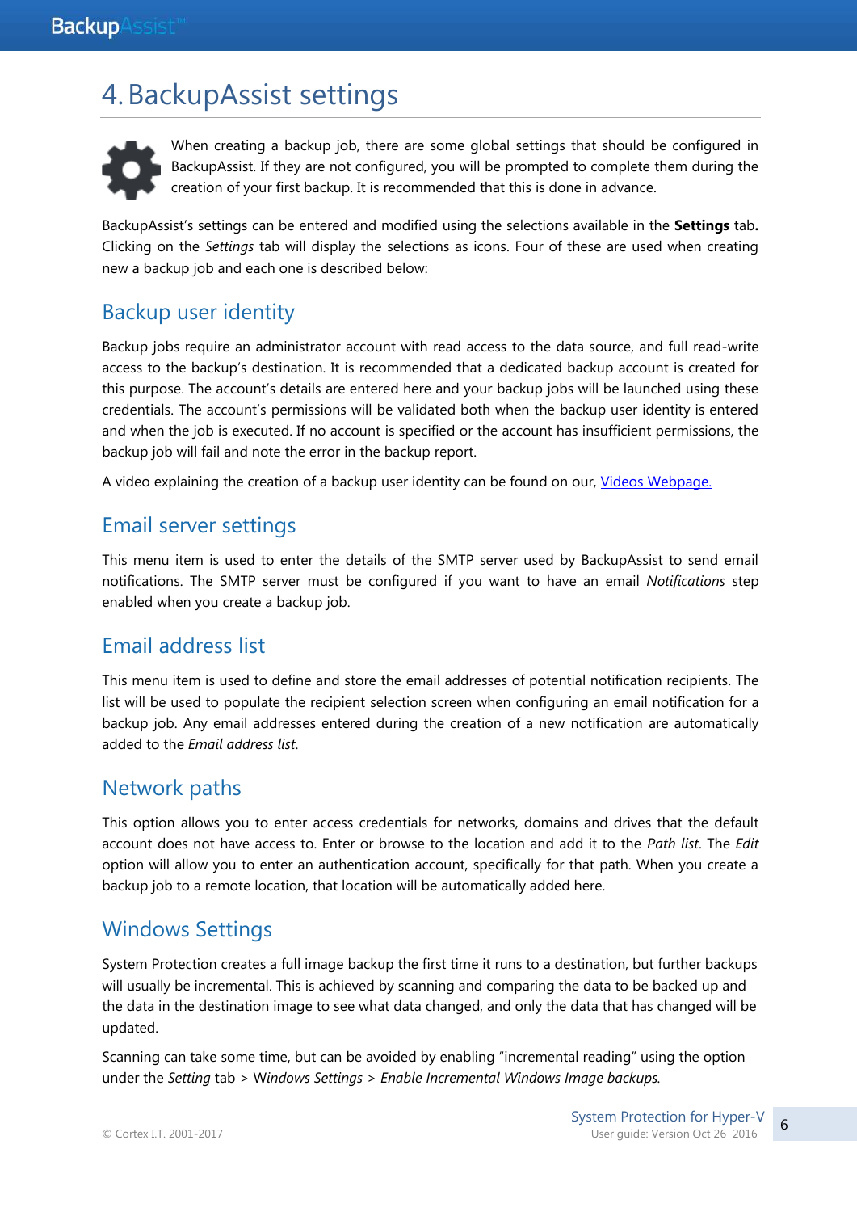# 4. BackupAssist settings

When creating a backup job, there are some global settings that should be configured in BackupAssist. If they are not configured, you will be prompted to complete them during the creation of your first backup. It is recommended that this is done in advance.

BackupAssist's settings can be entered and modified using the selections available in the **Settings** tab**.** Clicking on the *Settings* tab will display the selections as icons. Four of these are used when creating new a backup job and each one is described below:

## Backup user identity

Backup jobs require an administrator account with read access to the data source, and full read-write access to the backup's destination. It is recommended that a dedicated backup account is created for this purpose. The account's details are entered here and your backup jobs will be launched using these credentials. The account's permissions will be validated both when the backup user identity is entered and when the job is executed. If no account is specified or the account has insufficient permissions, the backup job will fail and note the error in the backup report.

A video explaining the creation of a backup user identity can be found on our, Videos Webpage.

## Email server settings

This menu item is used to enter the details of the SMTP server used by BackupAssist to send email notifications. The SMTP server must be configured if you want to have an email *Notifications* step enabled when you create a backup job.

## Email address list

This menu item is used to define and store the email addresses of potential notification recipients. The list will be used to populate the recipient selection screen when configuring an email notification for a backup job. Any email addresses entered during the creation of a new notification are automatically added to the *Email address list*.

## Network paths

This option allows you to enter access credentials for networks, domains and drives that the default account does not have access to. Enter or browse to the location and add it to the *Path list*. The *Edit* option will allow you to enter an authentication account, specifically for that path. When you create a backup job to a remote location, that location will be automatically added here.

## Windows Settings

System Protection creates a full image backup the first time it runs to a destination, but further backups will usually be incremental. This is achieved by scanning and comparing the data to be backed up and the data in the destination image to see what data changed, and only the data that has changed will be updated.

Scanning can take some time, but can be avoided by enabling "incremental reading" using the option under the *Setting* tab > *Windows Settings* > *Enable Incremental Windows Image backups.*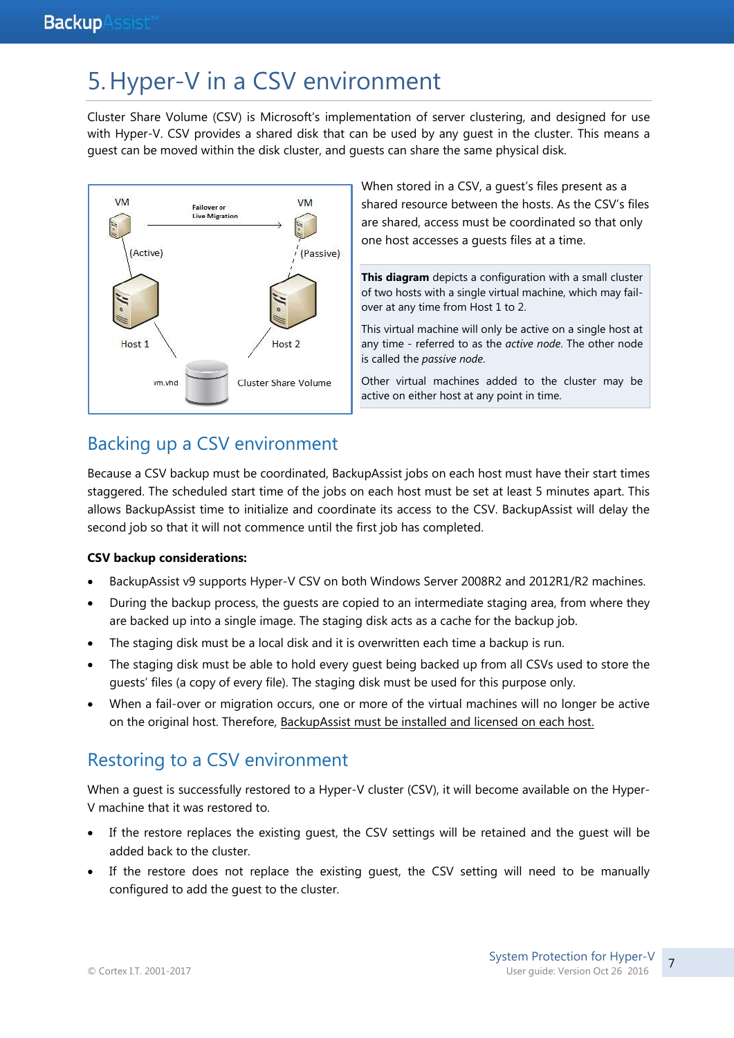// Fallback transcription; thinking-only recovery did not produce a usable answer
# 5. Hyper-V in a CSV environment

Cluster Share Volume (CSV) is Microsoft's implementation of server clustering, and designed for use with Hyper-V. CSV provides a shared disk that can be used by any guest in the cluster. This means a guest can be moved within the disk cluster, and guests can share the same physical disk.

When stored in a CSV, a guest's files present as a shared resource between the hosts. As the CSV's files are shared, access must be coordinated so that only one host accesses a guests files at a time.

**This diagram** depicts a configuration with a small cluster of two hosts with a single virtual machine, which may fail-over at any time from Host 1 to 2.

This virtual machine will only be active on a single host at any time - referred to as the *active node*. The other node is called the *passive node*.

Other virtual machines added to the cluster may be active on either host at any point in time.

## Backing up a CSV environment

Because a CSV backup must be coordinated, BackupAssist jobs on each host must have their start times staggered. The scheduled start time of the jobs on each host must be set at least 5 minutes apart. This allows BackupAssist time to initialize and coordinate its access to the CSV. BackupAssist will delay the second job so that it will not commence until the first job has completed.

**CSV backup considerations:**

- BackupAssist v9 supports Hyper-V CSV on both Windows Server 2008R2 and 2012R1/R2 machines.
- During the backup process, the guests are copied to an intermediate staging area, from where they are backed up into a single image. The staging disk acts as a cache for the backup job.
- The staging disk must be a local disk and it is overwritten each time a backup is run.
- The staging disk must be able to hold every guest being backed up from all CSVs used to store the guests' files (a copy of every file). The staging disk must be used for this purpose only.
- When a fail-over or migration occurs, one or more of the virtual machines will no longer be active on the original host. Therefore, BackupAssist must be installed and licensed on each host.

## Restoring to a CSV environment

When a guest is successfully restored to a Hyper-V cluster (CSV), it will become available on the Hyper-V machine that it was restored to.

- If the restore replaces the existing guest, the CSV settings will be retained and the guest will be added back to the cluster.
- If the restore does not replace the existing guest, the CSV setting will need to be manually configured to add the guest to the cluster.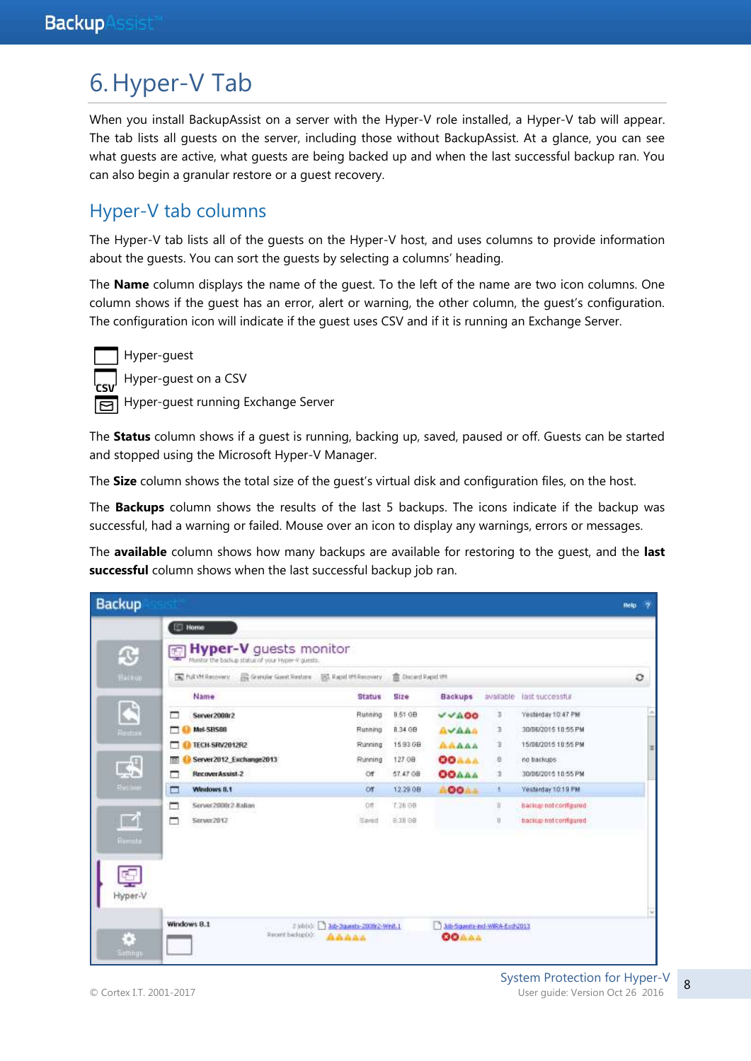# 6. Hyper-V Tab

When you install BackupAssist on a server with the Hyper-V role installed, a Hyper-V tab will appear. The tab lists all guests on the server, including those without BackupAssist. At a glance, you can see what guests are active, what guests are being backed up and when the last successful backup ran. You can also begin a granular restore or a guest recovery.

## Hyper-V tab columns

The Hyper-V tab lists all of the guests on the Hyper-V host, and uses columns to provide information about the guests. You can sort the guests by selecting a columns' heading.

The **Name** column displays the name of the guest. To the left of the name are two icon columns. One column shows if the guest has an error, alert or warning, the other column, the guest's configuration. The configuration icon will indicate if the guest uses CSV and if it is running an Exchange Server.

- Hyper-guest
- Hyper-guest on a CSV
- Hyper-guest running Exchange Server

The **Status** column shows if a guest is running, backing up, saved, paused or off. Guests can be started and stopped using the Microsoft Hyper-V Manager.

The **Size** column shows the total size of the guest's virtual disk and configuration files, on the host.

The **Backups** column shows the results of the last 5 backups. The icons indicate if the backup was successful, had a warning or failed. Mouse over an icon to display any warnings, errors or messages.

The **available** column shows how many backups are available for restoring to the guest, and the **last successful** column shows when the last successful backup job ran.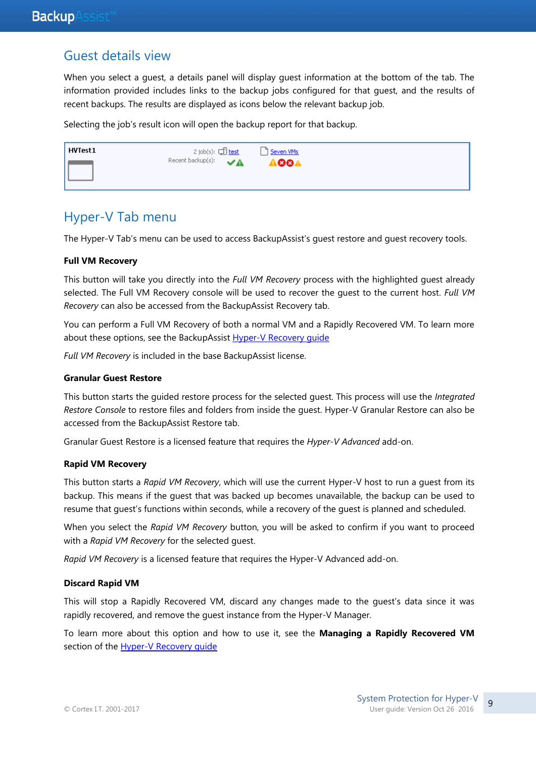## Guest details view

When you select a guest, a details panel will display guest information at the bottom of the tab. The information provided includes links to the backup jobs configured for that guest, and the results of recent backups. The results are displayed as icons below the relevant backup job.

Selecting the job's result icon will open the backup report for that backup.

HVTest1

2 job(s): test Seven VMs

Recent backup(s):

## Hyper-V Tab menu

The Hyper-V Tab's menu can be used to access BackupAssist's guest restore and guest recovery tools.

### Full VM Recovery

This button will take you directly into the *Full VM Recovery* process with the highlighted guest already selected. The Full VM Recovery console will be used to recover the guest to the current host. *Full VM Recovery* can also be accessed from the BackupAssist Recovery tab.

You can perform a Full VM Recovery of both a normal VM and a Rapidly Recovered VM. To learn more about these options, see the BackupAssist Hyper-V Recovery guide

*Full VM Recovery* is included in the base BackupAssist license.

### Granular Guest Restore

This button starts the guided restore process for the selected guest. This process will use the *Integrated Restore Console* to restore files and folders from inside the guest. Hyper-V Granular Restore can also be accessed from the BackupAssist Restore tab.

Granular Guest Restore is a licensed feature that requires the *Hyper-V Advanced* add-on.

### Rapid VM Recovery

This button starts a *Rapid VM Recovery*, which will use the current Hyper-V host to run a guest from its backup. This means if the guest that was backed up becomes unavailable, the backup can be used to resume that guest's functions within seconds, while a recovery of the guest is planned and scheduled.

When you select the *Rapid VM Recovery* button, you will be asked to confirm if you want to proceed with a *Rapid VM Recovery* for the selected guest.

*Rapid VM Recovery* is a licensed feature that requires the Hyper-V Advanced add-on.

### Discard Rapid VM

This will stop a Rapidly Recovered VM, discard any changes made to the guest's data since it was rapidly recovered, and remove the guest instance from the Hyper-V Manager.

To learn more about this option and how to use it, see the **Managing a Rapidly Recovered VM** section of the Hyper-V Recovery guide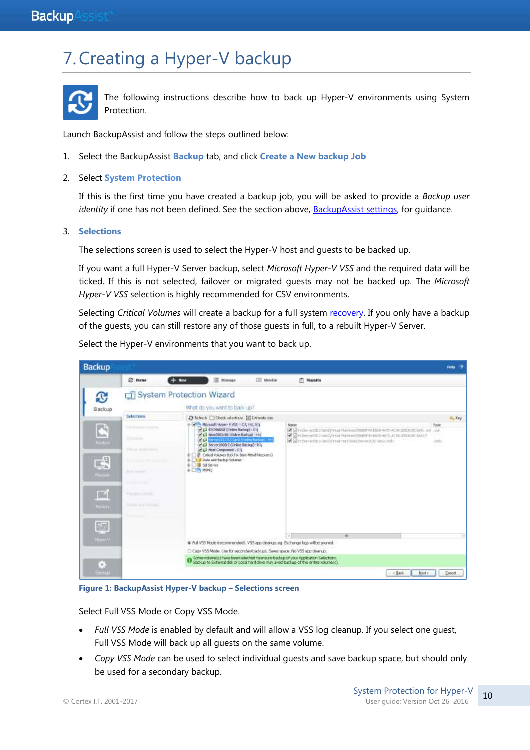# 7. Creating a Hyper-V backup

The following instructions describe how to back up Hyper-V environments using System Protection.

Launch BackupAssist and follow the steps outlined below:

1. Select the BackupAssist **Backup** tab, and click **Create a New backup Job**
2. Select **System Protection**

   If this is the first time you have created a backup job, you will be asked to provide a *Backup user identity* if one has not been defined. See the section above, BackupAssist settings, for guidance.

3. **Selections**

   The selections screen is used to select the Hyper-V host and guests to be backed up.

   If you want a full Hyper-V Server backup, select *Microsoft Hyper-V VSS* and the required data will be ticked. If this is not selected, failover or migrated guests may not be backed up. The *Microsoft Hyper-V VSS* selection is highly recommended for CSV environments.

   Selecting *Critical Volumes* will create a backup for a full system recovery. If you only have a backup of the guests, you can still restore any of those guests in full, to a rebuilt Hyper-V Server.

   Select the Hyper-V environments that you want to back up.

   **Figure 1: BackupAssist Hyper-V backup – Selections screen**

   Select Full VSS Mode or Copy VSS Mode.

   - *Full VSS Mode* is enabled by default and will allow a VSS log cleanup. If you select one guest, Full VSS Mode will back up all guests on the same volume.
   - *Copy VSS Mode* can be used to select individual guests and save backup space, but should only be used for a secondary backup.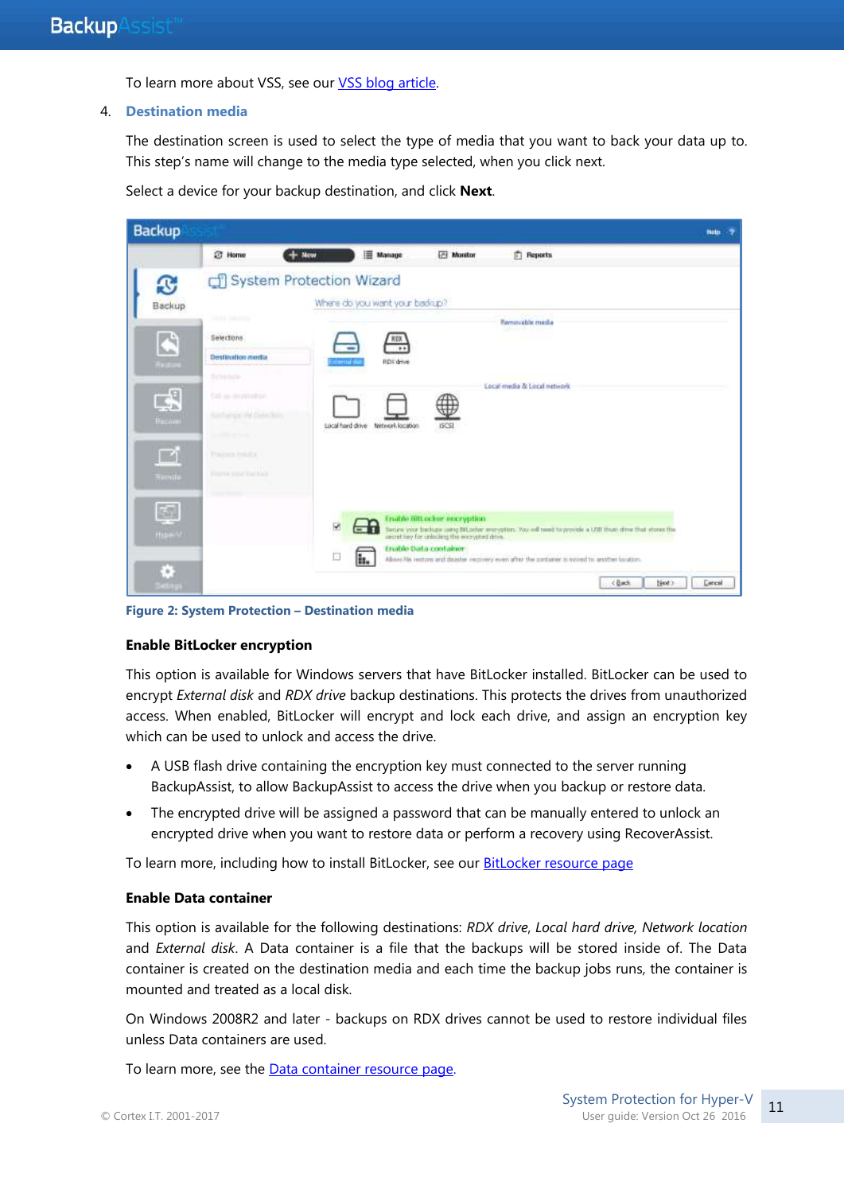To learn more about VSS, see our VSS blog article.

4. **Destination media**

The destination screen is used to select the type of media that you want to back your data up to. This step's name will change to the media type selected, when you click next.

Select a device for your backup destination, and click **Next**.

Figure 2: System Protection – Destination media

**Enable BitLocker encryption**

This option is available for Windows servers that have BitLocker installed. BitLocker can be used to encrypt *External disk* and *RDX drive* backup destinations. This protects the drives from unauthorized access. When enabled, BitLocker will encrypt and lock each drive, and assign an encryption key which can be used to unlock and access the drive.

- A USB flash drive containing the encryption key must connected to the server running BackupAssist, to allow BackupAssist to access the drive when you backup or restore data.
- The encrypted drive will be assigned a password that can be manually entered to unlock an encrypted drive when you want to restore data or perform a recovery using RecoverAssist.

To learn more, including how to install BitLocker, see our BitLocker resource page

**Enable Data container**

This option is available for the following destinations: *RDX drive*, *Local hard drive*, *Network location* and *External disk*. A Data container is a file that the backups will be stored inside of. The Data container is created on the destination media and each time the backup jobs runs, the container is mounted and treated as a local disk.

On Windows 2008R2 and later - backups on RDX drives cannot be used to restore individual files unless Data containers are used.

To learn more, see the Data container resource page.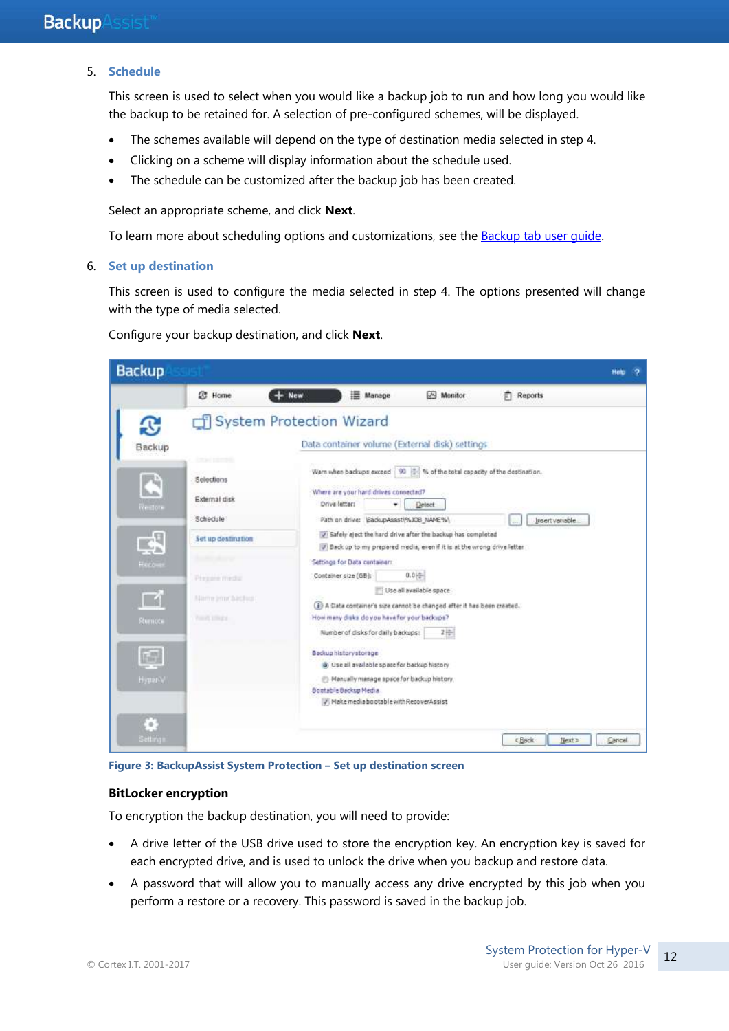5. **Schedule**

This screen is used to select when you would like a backup job to run and how long you would like the backup to be retained for. A selection of pre-configured schemes, will be displayed.

- The schemes available will depend on the type of destination media selected in step 4.
- Clicking on a scheme will display information about the schedule used.
- The schedule can be customized after the backup job has been created.

Select an appropriate scheme, and click **Next**.

To learn more about scheduling options and customizations, see the [Backup tab user guide](Backup tab user guide).

6. **Set up destination**

This screen is used to configure the media selected in step 4. The options presented will change with the type of media selected.

Configure your backup destination, and click **Next**.

Figure 3: BackupAssist System Protection – Set up destination screen

**BitLocker encryption**

To encryption the backup destination, you will need to provide:

- A drive letter of the USB drive used to store the encryption key. An encryption key is saved for each encrypted drive, and is used to unlock the drive when you backup and restore data.
- A password that will allow you to manually access any drive encrypted by this job when you perform a restore or a recovery. This password is saved in the backup job.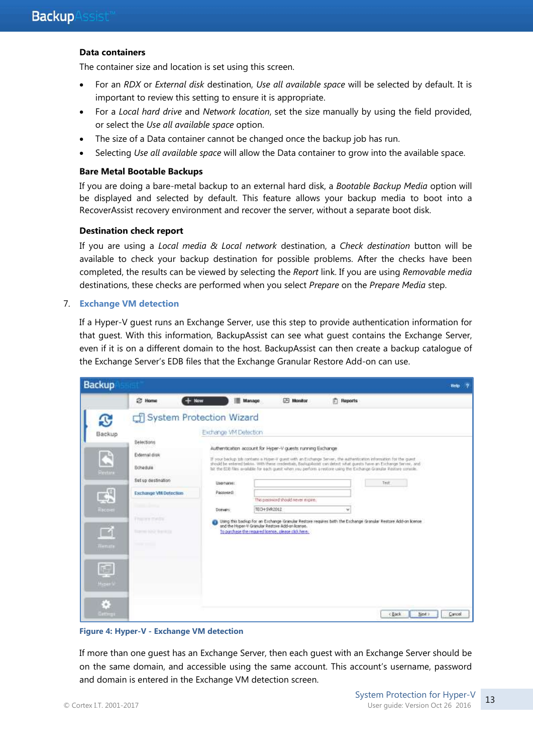**Data containers**

The container size and location is set using this screen.

- For an *RDX* or *External disk* destination, *Use all available space* will be selected by default. It is important to review this setting to ensure it is appropriate.
- For a *Local hard drive* and *Network location*, set the size manually by using the field provided, or select the *Use all available space* option.
- The size of a Data container cannot be changed once the backup job has run.
- Selecting *Use all available space* will allow the Data container to grow into the available space.

**Bare Metal Bootable Backups**

If you are doing a bare-metal backup to an external hard disk, a *Bootable Backup Media* option will be displayed and selected by default. This feature allows your backup media to boot into a RecoverAssist recovery environment and recover the server, without a separate boot disk.

**Destination check report**

If you are using a *Local media & Local network* destination, a *Check destination* button will be available to check your backup destination for possible problems. After the checks have been completed, the results can be viewed by selecting the *Report* link. If you are using *Removable media* destinations, these checks are performed when you select *Prepare* on the *Prepare Media* step.

7. **Exchange VM detection**

If a Hyper-V guest runs an Exchange Server, use this step to provide authentication information for that guest. With this information, BackupAssist can see what guest contains the Exchange Server, even if it is on a different domain to the host. BackupAssist can then create a backup catalogue of the Exchange Server's EDB files that the Exchange Granular Restore Add-on can use.

**Figure 4: Hyper-V - Exchange VM detection**

If more than one guest has an Exchange Server, then each guest with an Exchange Server should be on the same domain, and accessible using the same account. This account's username, password and domain is entered in the Exchange VM detection screen.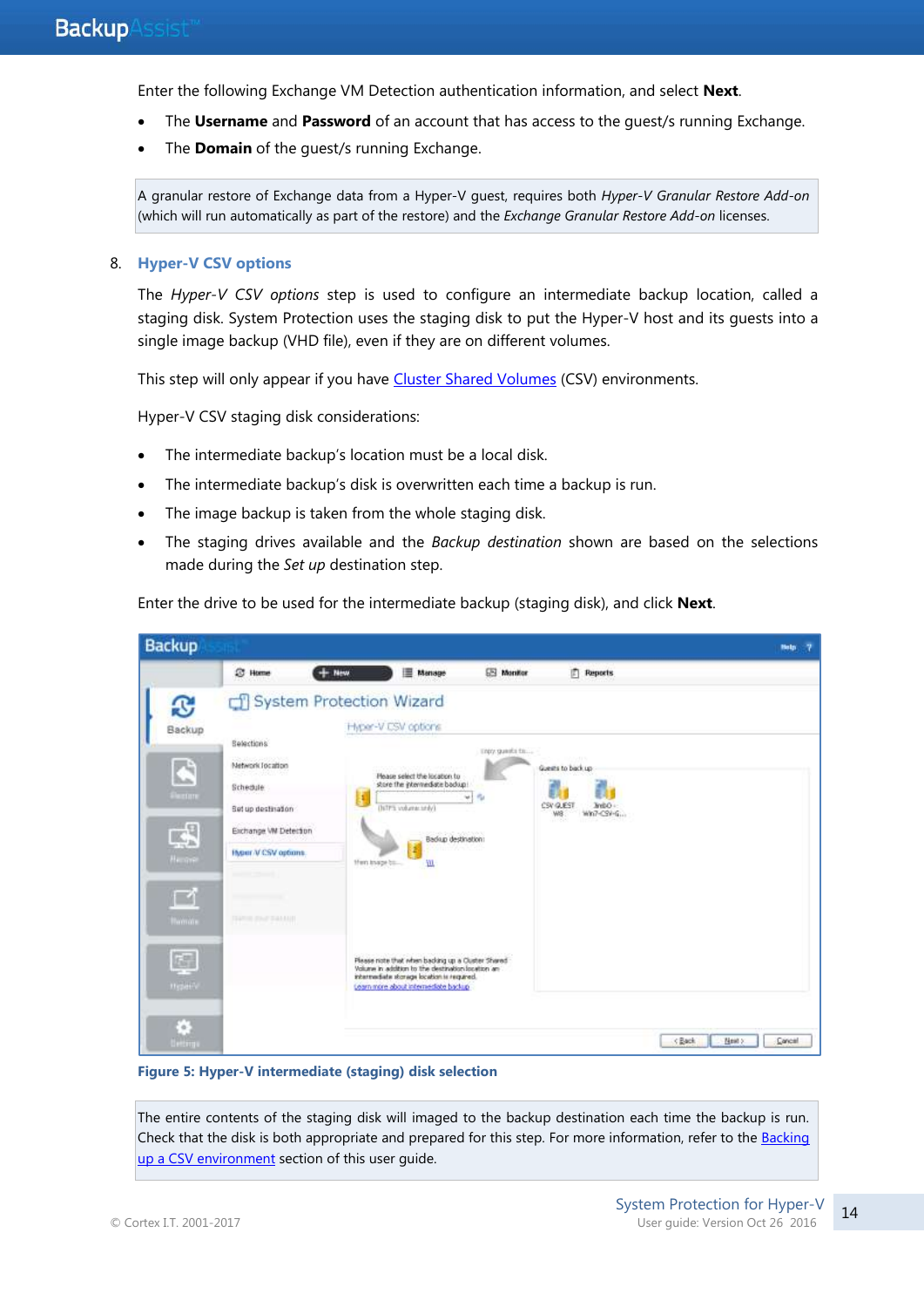Enter the following Exchange VM Detection authentication information, and select **Next**.

- The **Username** and **Password** of an account that has access to the guest/s running Exchange.
- The **Domain** of the guest/s running Exchange.

A granular restore of Exchange data from a Hyper-V guest, requires both *Hyper-V Granular Restore Add-on* (which will run automatically as part of the restore) and the *Exchange Granular Restore Add-on* licenses.

8. **Hyper-V CSV options**

The *Hyper-V CSV options* step is used to configure an intermediate backup location, called a staging disk. System Protection uses the staging disk to put the Hyper-V host and its guests into a single image backup (VHD file), even if they are on different volumes.

This step will only appear if you have Cluster Shared Volumes (CSV) environments.

Hyper-V CSV staging disk considerations:

- The intermediate backup's location must be a local disk.
- The intermediate backup's disk is overwritten each time a backup is run.
- The image backup is taken from the whole staging disk.
- The staging drives available and the *Backup destination* shown are based on the selections made during the *Set up* destination step.

Enter the drive to be used for the intermediate backup (staging disk), and click **Next**.

**Figure 5: Hyper-V intermediate (staging) disk selection**

The entire contents of the staging disk will imaged to the backup destination each time the backup is run. Check that the disk is both appropriate and prepared for this step. For more information, refer to the Backing up a CSV environment section of this user guide.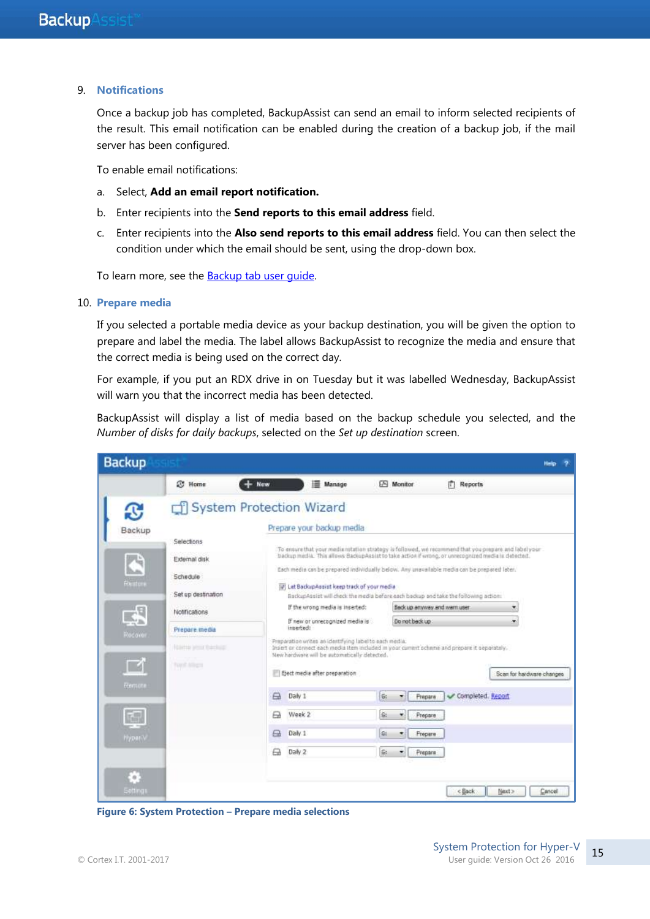9. **Notifications**

Once a backup job has completed, BackupAssist can send an email to inform selected recipients of the result. This email notification can be enabled during the creation of a backup job, if the mail server has been configured.

To enable email notifications:

a. Select, **Add an email report notification.**

b. Enter recipients into the **Send reports to this email address** field.

c. Enter recipients into the **Also send reports to this email address** field. You can then select the condition under which the email should be sent, using the drop-down box.

To learn more, see the Backup tab user guide.

10. **Prepare media**

If you selected a portable media device as your backup destination, you will be given the option to prepare and label the media. The label allows BackupAssist to recognize the media and ensure that the correct media is being used on the correct day.

For example, if you put an RDX drive in on Tuesday but it was labelled Wednesday, BackupAssist will warn you that the incorrect media has been detected.

BackupAssist will display a list of media based on the backup schedule you selected, and the *Number of disks for daily backups*, selected on the *Set up destination* screen.

**Figure 6: System Protection – Prepare media selections**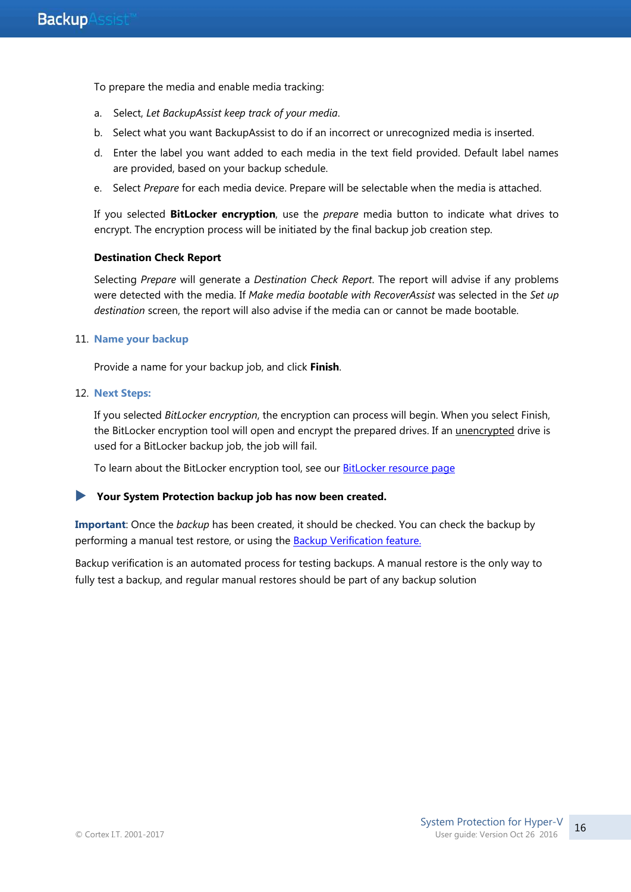To prepare the media and enable media tracking:

a. Select, *Let BackupAssist keep track of your media*.

b. Select what you want BackupAssist to do if an incorrect or unrecognized media is inserted.

d. Enter the label you want added to each media in the text field provided. Default label names are provided, based on your backup schedule.

e. Select *Prepare* for each media device. Prepare will be selectable when the media is attached.

If you selected **BitLocker encryption**, use the *prepare* media button to indicate what drives to encrypt. The encryption process will be initiated by the final backup job creation step.

**Destination Check Report**

Selecting *Prepare* will generate a *Destination Check Report*. The report will advise if any problems were detected with the media. If *Make media bootable with RecoverAssist* was selected in the *Set up destination* screen, the report will also advise if the media can or cannot be made bootable.

11. **Name your backup**

Provide a name for your backup job, and click **Finish**.

12. **Next Steps:**

If you selected *BitLocker encryption*, the encryption can process will begin. When you select Finish, the BitLocker encryption tool will open and encrypt the prepared drives. If an unencrypted drive is used for a BitLocker backup job, the job will fail.

To learn about the BitLocker encryption tool, see our BitLocker resource page

▶ **Your System Protection backup job has now been created.**

**Important**: Once the *backup* has been created, it should be checked. You can check the backup by performing a manual test restore, or using the Backup Verification feature.

Backup verification is an automated process for testing backups. A manual restore is the only way to fully test a backup, and regular manual restores should be part of any backup solution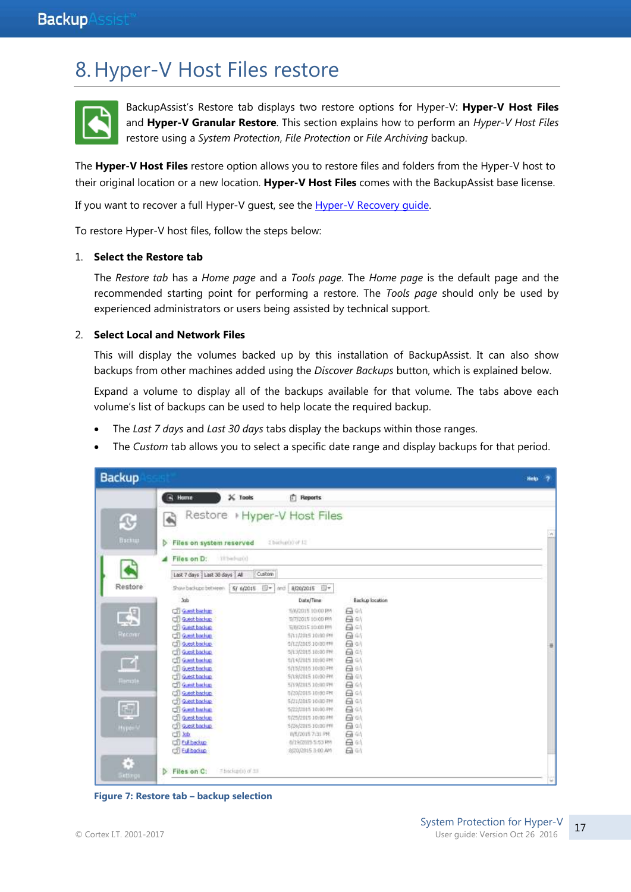# 8. Hyper-V Host Files restore

BackupAssist's Restore tab displays two restore options for Hyper-V: **Hyper-V Host Files** and **Hyper-V Granular Restore**. This section explains how to perform an *Hyper-V Host Files* restore using a *System Protection*, *File Protection* or *File Archiving* backup.

The **Hyper-V Host Files** restore option allows you to restore files and folders from the Hyper-V host to their original location or a new location. **Hyper-V Host Files** comes with the BackupAssist base license.

If you want to recover a full Hyper-V guest, see the Hyper-V Recovery guide.

To restore Hyper-V host files, follow the steps below:

1. **Select the Restore tab**

   The *Restore tab* has a *Home page* and a *Tools page*. The *Home page* is the default page and the recommended starting point for performing a restore. The *Tools page* should only be used by experienced administrators or users being assisted by technical support.

2. **Select Local and Network Files**

   This will display the volumes backed up by this installation of BackupAssist. It can also show backups from other machines added using the *Discover Backups* button, which is explained below.

   Expand a volume to display all of the backups available for that volume. The tabs above each volume's list of backups can be used to help locate the required backup.

   - The *Last 7 days* and *Last 30 days* tabs display the backups within those ranges.
   - The *Custom* tab allows you to select a specific date range and display backups for that period.

**Figure 7: Restore tab – backup selection**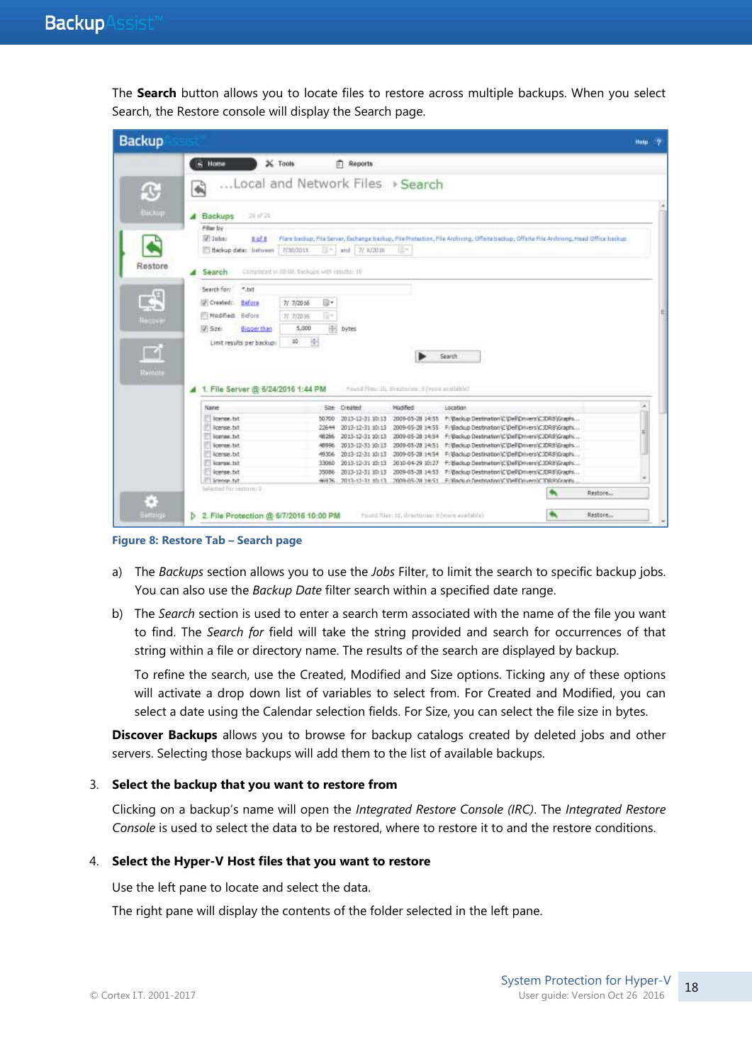The **Search** button allows you to locate files to restore across multiple backups. When you select Search, the Restore console will display the Search page.

Figure 8: Restore Tab – Search page

a) The *Backups* section allows you to use the *Jobs* Filter, to limit the search to specific backup jobs. You can also use the *Backup Date* filter search within a specified date range.

b) The *Search* section is used to enter a search term associated with the name of the file you want to find. The *Search for* field will take the string provided and search for occurrences of that string within a file or directory name. The results of the search are displayed by backup.

   To refine the search, use the Created, Modified and Size options. Ticking any of these options will activate a drop down list of variables to select from. For Created and Modified, you can select a date using the Calendar selection fields. For Size, you can select the file size in bytes.

**Discover Backups** allows you to browse for backup catalogs created by deleted jobs and other servers. Selecting those backups will add them to the list of available backups.

3. **Select the backup that you want to restore from**

   Clicking on a backup's name will open the *Integrated Restore Console (IRC)*. The *Integrated Restore Console* is used to select the data to be restored, where to restore it to and the restore conditions.

4. **Select the Hyper-V Host files that you want to restore**

   Use the left pane to locate and select the data.

   The right pane will display the contents of the folder selected in the left pane.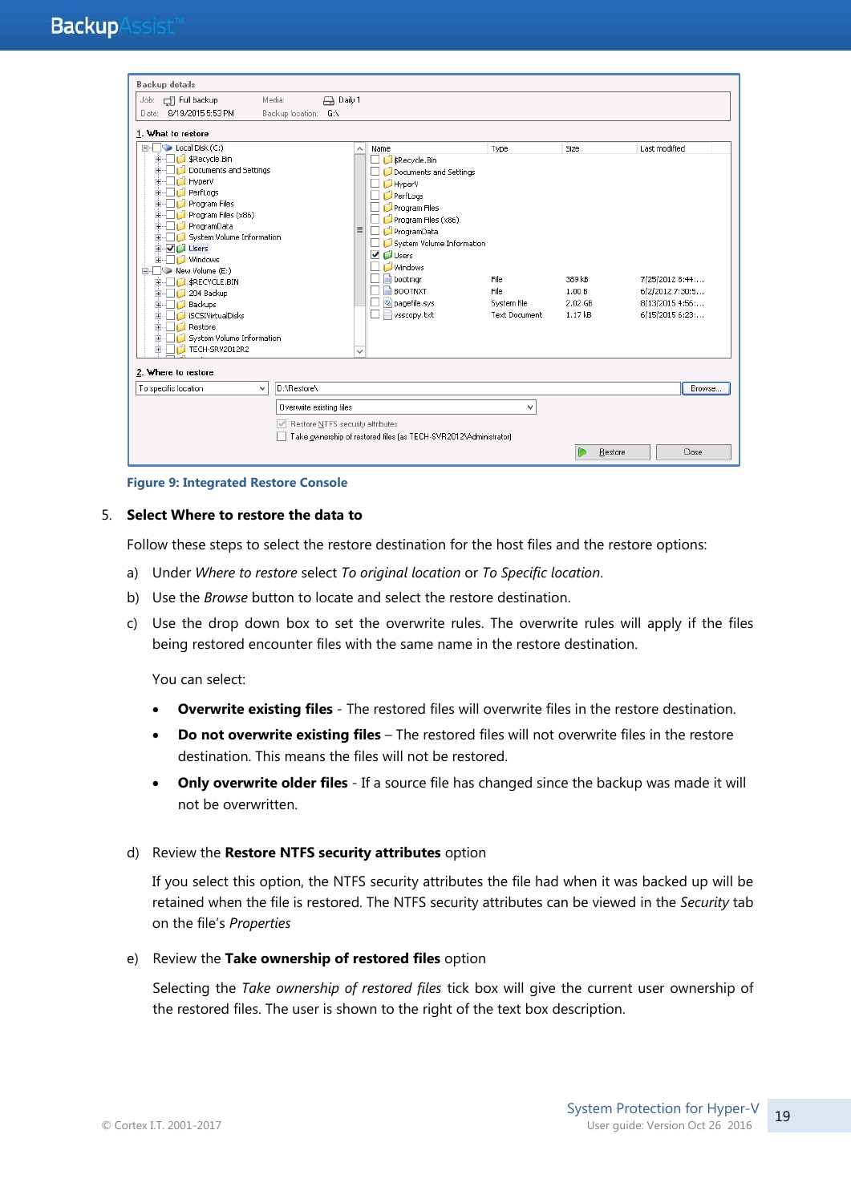**Figure 9: Integrated Restore Console**

5. **Select Where to restore the data to**

Follow these steps to select the restore destination for the host files and the restore options:

a) Under *Where to restore* select *To original location* or *To Specific location*.

b) Use the *Browse* button to locate and select the restore destination.

c) Use the drop down box to set the overwrite rules. The overwrite rules will apply if the files being restored encounter files with the same name in the restore destination.

You can select:

- **Overwrite existing files** - The restored files will overwrite files in the restore destination.
- **Do not overwrite existing files** – The restored files will not overwrite files in the restore destination. This means the files will not be restored.
- **Only overwrite older files** - If a source file has changed since the backup was made it will not be overwritten.

d) Review the **Restore NTFS security attributes** option

If you select this option, the NTFS security attributes the file had when it was backed up will be retained when the file is restored. The NTFS security attributes can be viewed in the *Security* tab on the file's *Properties*

e) Review the **Take ownership of restored files** option

Selecting the *Take ownership of restored files* tick box will give the current user ownership of the restored files. The user is shown to the right of the text box description.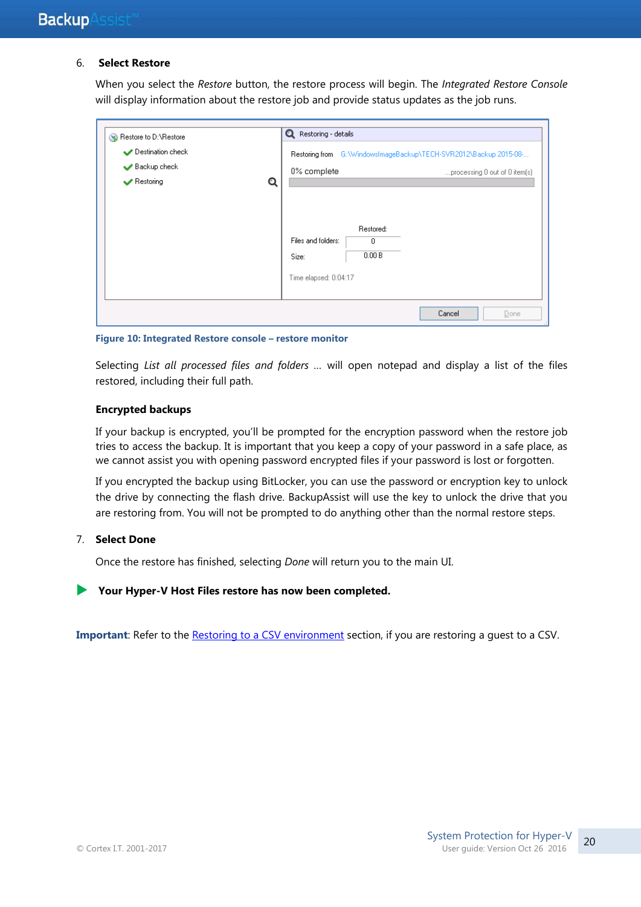6. **Select Restore**

   When you select the *Restore* button, the restore process will begin. The *Integrated Restore Console* will display information about the restore job and provide status updates as the job runs.

   **Figure 10: Integrated Restore console – restore monitor**

   Selecting *List all processed files and folders* ... will open notepad and display a list of the files restored, including their full path.

   **Encrypted backups**

   If your backup is encrypted, you'll be prompted for the encryption password when the restore job tries to access the backup. It is important that you keep a copy of your password in a safe place, as we cannot assist you with opening password encrypted files if your password is lost or forgotten.

   If you encrypted the backup using BitLocker, you can use the password or encryption key to unlock the drive by connecting the flash drive. BackupAssist will use the key to unlock the drive that you are restoring from. You will not be prompted to do anything other than the normal restore steps.

7. **Select Done**

   Once the restore has finished, selecting *Done* will return you to the main UI.

▶ **Your Hyper-V Host Files restore has now been completed.**

**Important**: Refer to the Restoring to a CSV environment section, if you are restoring a guest to a CSV.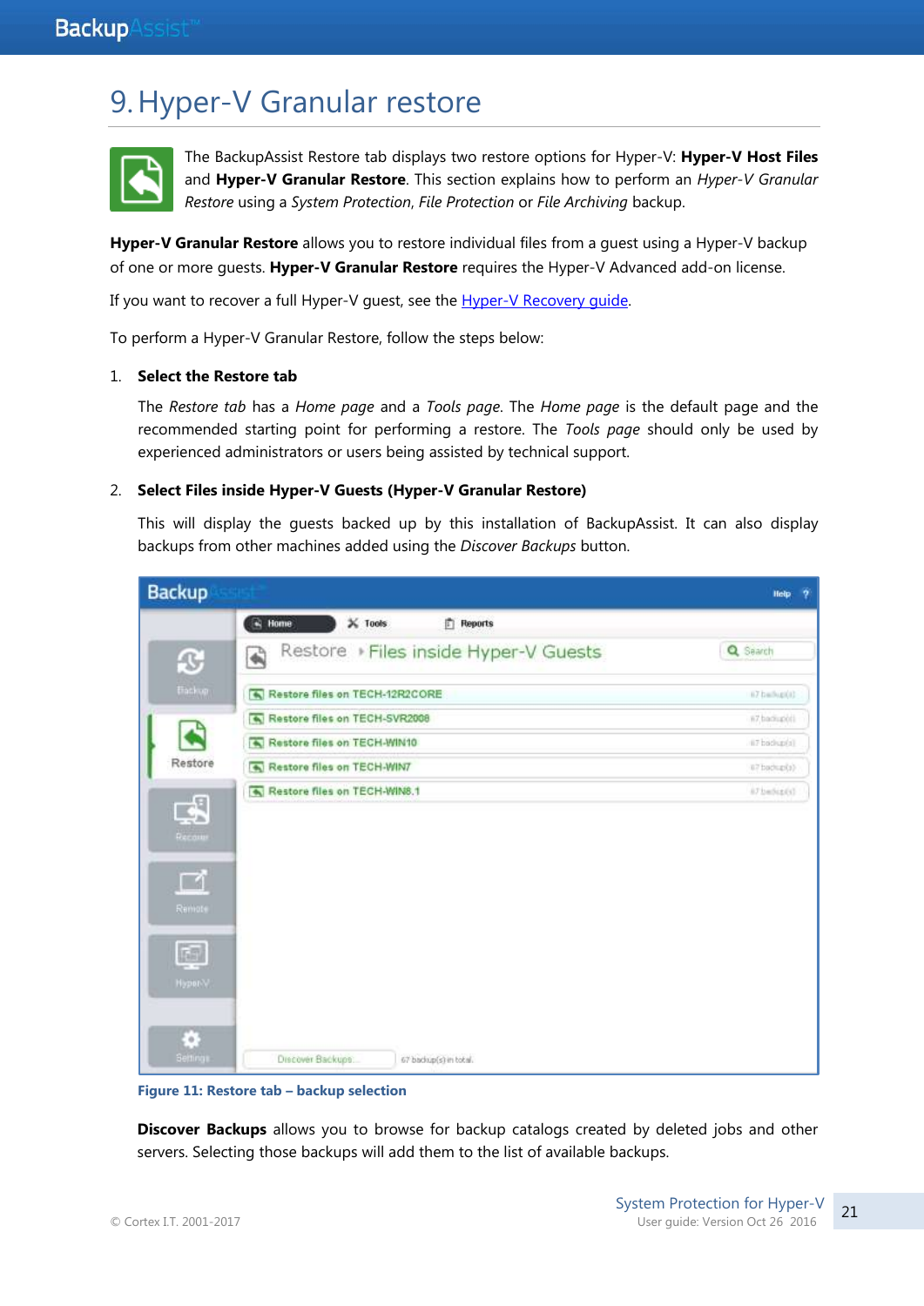# 9. Hyper-V Granular restore

The BackupAssist Restore tab displays two restore options for Hyper-V: **Hyper-V Host Files** and **Hyper-V Granular Restore**. This section explains how to perform an *Hyper-V Granular Restore* using a *System Protection*, *File Protection* or *File Archiving* backup.

**Hyper-V Granular Restore** allows you to restore individual files from a guest using a Hyper-V backup of one or more guests. **Hyper-V Granular Restore** requires the Hyper-V Advanced add-on license.

If you want to recover a full Hyper-V guest, see the Hyper-V Recovery guide.

To perform a Hyper-V Granular Restore, follow the steps below:

1. **Select the Restore tab**

   The *Restore tab* has a *Home page* and a *Tools page*. The *Home page* is the default page and the recommended starting point for performing a restore. The *Tools page* should only be used by experienced administrators or users being assisted by technical support.

2. **Select Files inside Hyper-V Guests (Hyper-V Granular Restore)**

   This will display the guests backed up by this installation of BackupAssist. It can also display backups from other machines added using the *Discover Backups* button.

   **Figure 11: Restore tab – backup selection**

   **Discover Backups** allows you to browse for backup catalogs created by deleted jobs and other servers. Selecting those backups will add them to the list of available backups.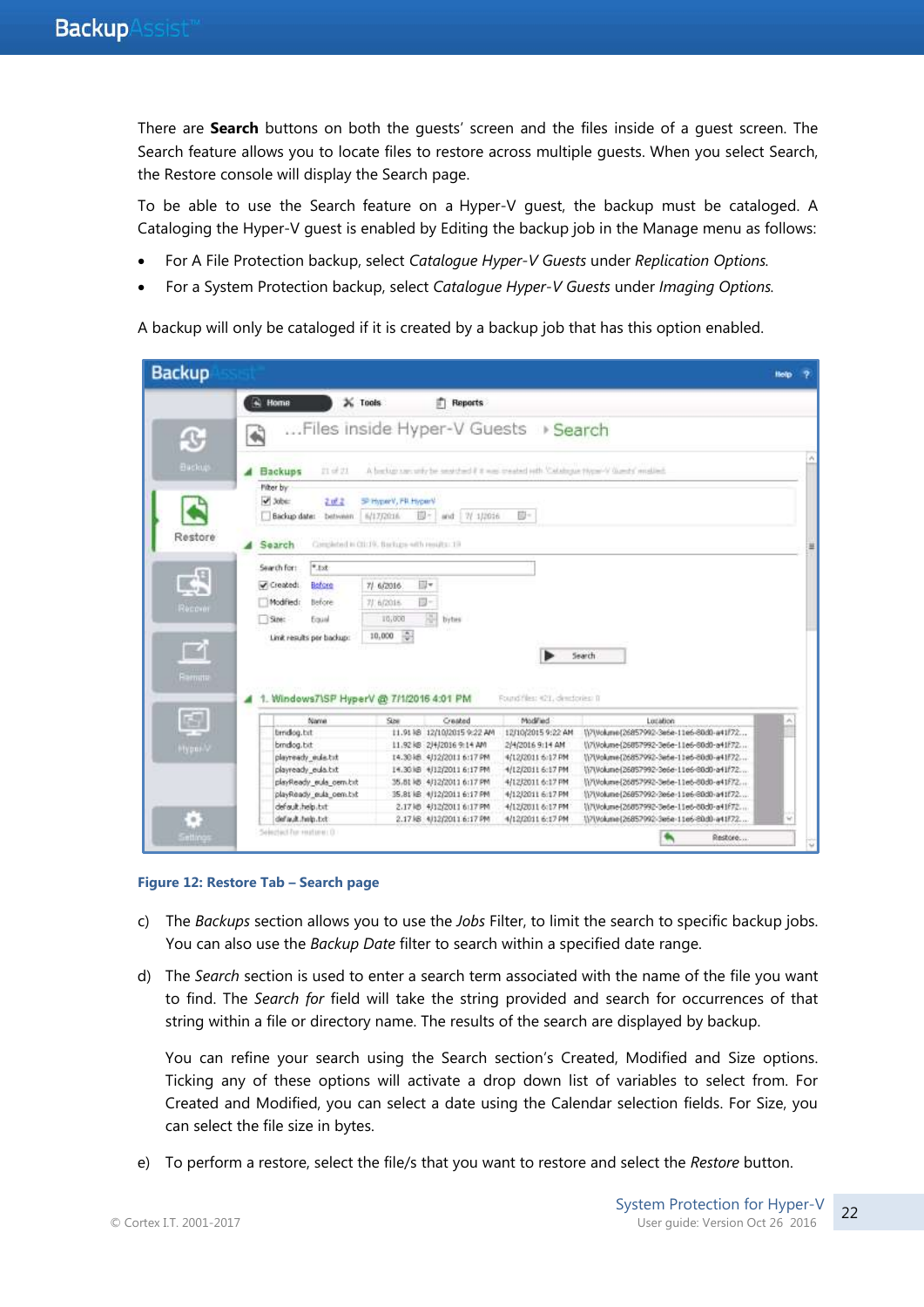There are **Search** buttons on both the guests' screen and the files inside of a guest screen. The Search feature allows you to locate files to restore across multiple guests. When you select Search, the Restore console will display the Search page.

To be able to use the Search feature on a Hyper-V guest, the backup must be cataloged. A Cataloging the Hyper-V guest is enabled by Editing the backup job in the Manage menu as follows:

- For A File Protection backup, select *Catalogue Hyper-V Guests* under *Replication Options*.
- For a System Protection backup, select *Catalogue Hyper-V Guests* under *Imaging Options*.

A backup will only be cataloged if it is created by a backup job that has this option enabled.

**Figure 12: Restore Tab – Search page**

c) The *Backups* section allows you to use the *Jobs* Filter, to limit the search to specific backup jobs. You can also use the *Backup Date* filter to search within a specified date range.

d) The *Search* section is used to enter a search term associated with the name of the file you want to find. The *Search for* field will take the string provided and search for occurrences of that string within a file or directory name. The results of the search are displayed by backup.

   You can refine your search using the Search section's Created, Modified and Size options. Ticking any of these options will activate a drop down list of variables to select from. For Created and Modified, you can select a date using the Calendar selection fields. For Size, you can select the file size in bytes.

e) To perform a restore, select the file/s that you want to restore and select the *Restore* button.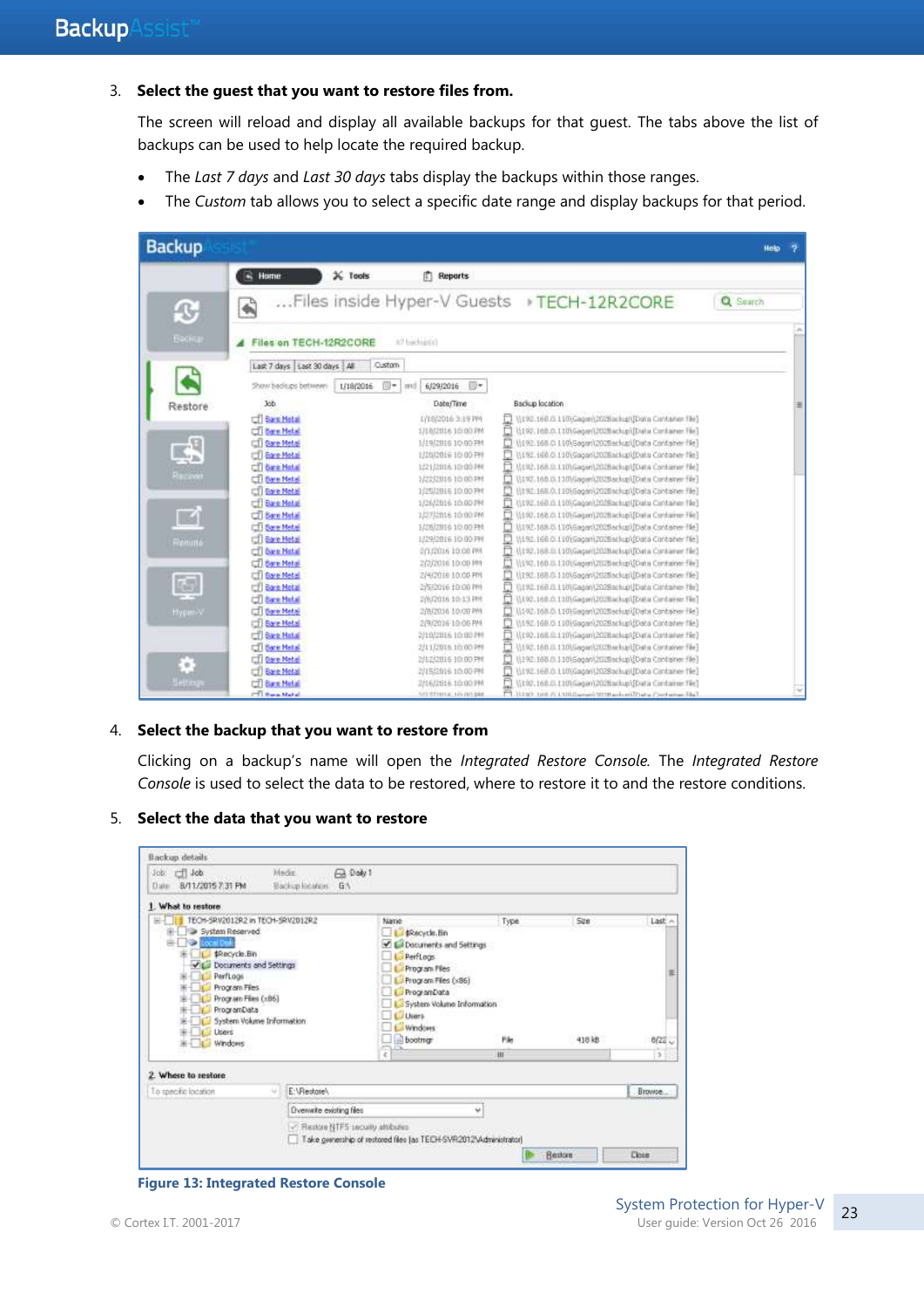3. **Select the guest that you want to restore files from.**

   The screen will reload and display all available backups for that guest. The tabs above the list of backups can be used to help locate the required backup.

   - The *Last 7 days* and *Last 30 days* tabs display the backups within those ranges.
   - The *Custom* tab allows you to select a specific date range and display backups for that period.

4. **Select the backup that you want to restore from**

   Clicking on a backup's name will open the *Integrated Restore Console*. The *Integrated Restore Console* is used to select the data to be restored, where to restore it to and the restore conditions.

5. **Select the data that you want to restore**

Figure 13: Integrated Restore Console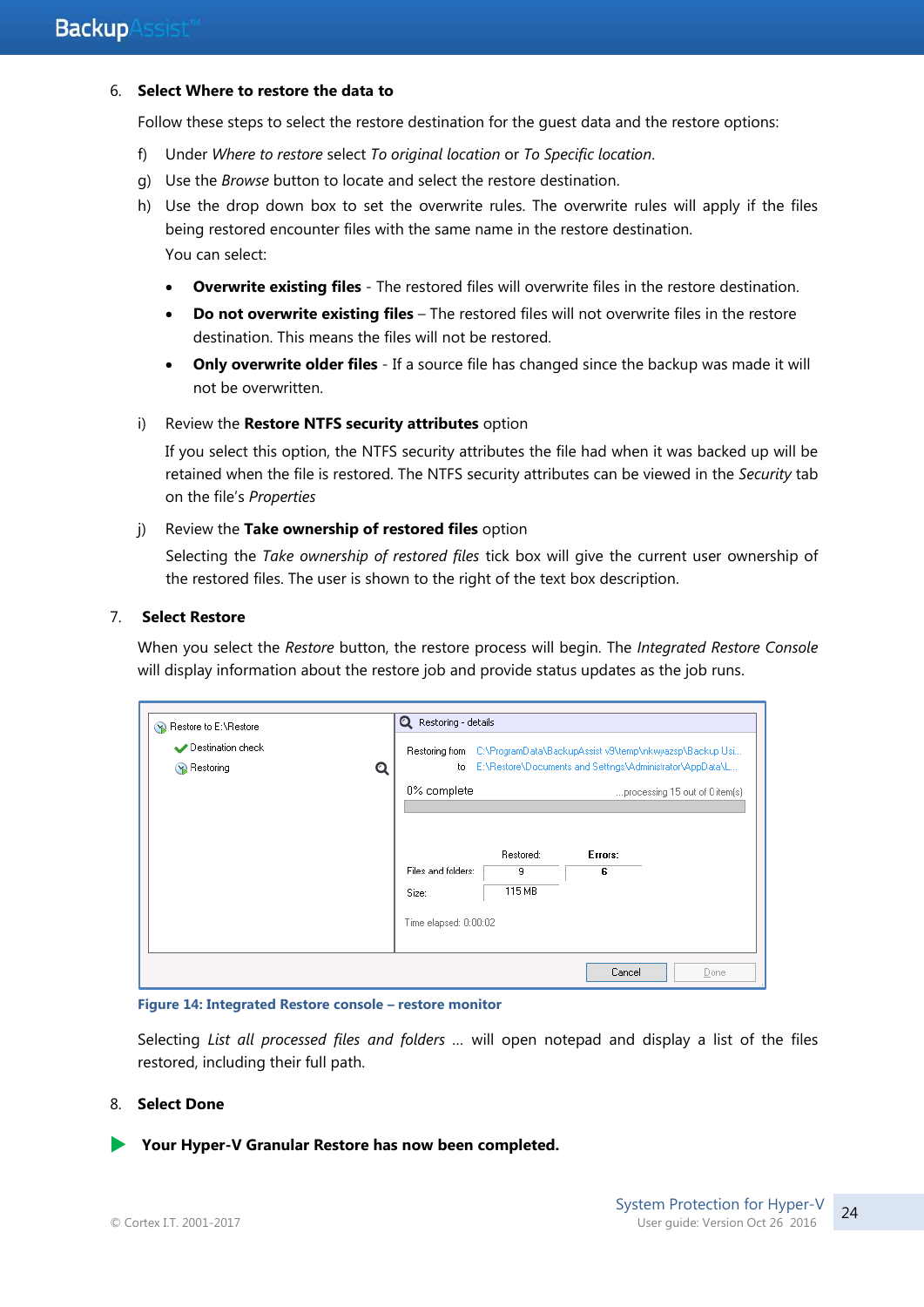6. **Select Where to restore the data to**

   Follow these steps to select the restore destination for the guest data and the restore options:

   f) Under *Where to restore* select *To original location* or *To Specific location*.

   g) Use the *Browse* button to locate and select the restore destination.

   h) Use the drop down box to set the overwrite rules. The overwrite rules will apply if the files being restored encounter files with the same name in the restore destination.

      You can select:

      - **Overwrite existing files** - The restored files will overwrite files in the restore destination.
      - **Do not overwrite existing files** – The restored files will not overwrite files in the restore destination. This means the files will not be restored.
      - **Only overwrite older files** - If a source file has changed since the backup was made it will not be overwritten.

   i) Review the **Restore NTFS security attributes** option

      If you select this option, the NTFS security attributes the file had when it was backed up will be retained when the file is restored. The NTFS security attributes can be viewed in the *Security* tab on the file's *Properties*

   j) Review the **Take ownership of restored files** option

      Selecting the *Take ownership of restored files* tick box will give the current user ownership of the restored files. The user is shown to the right of the text box description.

7. **Select Restore**

   When you select the *Restore* button, the restore process will begin. The *Integrated Restore Console* will display information about the restore job and provide status updates as the job runs.

**Figure 14: Integrated Restore console – restore monitor**

Selecting *List all processed files and folders* … will open notepad and display a list of the files restored, including their full path.

8. **Select Done**

**Your Hyper-V Granular Restore has now been completed.**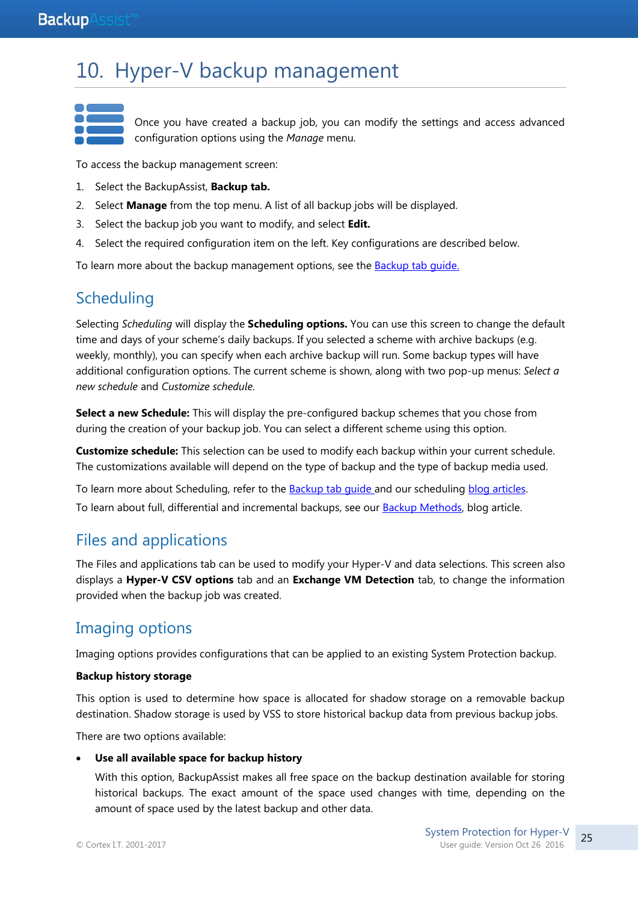# 10. Hyper-V backup management

Once you have created a backup job, you can modify the settings and access advanced configuration options using the *Manage* menu.

To access the backup management screen:

1. Select the BackupAssist, **Backup tab.**
2. Select **Manage** from the top menu. A list of all backup jobs will be displayed.
3. Select the backup job you want to modify, and select **Edit.**
4. Select the required configuration item on the left. Key configurations are described below.

To learn more about the backup management options, see the Backup tab guide.

## Scheduling

Selecting *Scheduling* will display the **Scheduling options.** You can use this screen to change the default time and days of your scheme's daily backups. If you selected a scheme with archive backups (e.g. weekly, monthly), you can specify when each archive backup will run. Some backup types will have additional configuration options. The current scheme is shown, along with two pop-up menus: *Select a new schedule* and *Customize schedule*.

**Select a new Schedule:** This will display the pre-configured backup schemes that you chose from during the creation of your backup job. You can select a different scheme using this option.

**Customize schedule:** This selection can be used to modify each backup within your current schedule. The customizations available will depend on the type of backup and the type of backup media used.

To learn more about Scheduling, refer to the Backup tab guide and our scheduling blog articles.

To learn about full, differential and incremental backups, see our Backup Methods, blog article.

## Files and applications

The Files and applications tab can be used to modify your Hyper-V and data selections. This screen also displays a **Hyper-V CSV options** tab and an **Exchange VM Detection** tab, to change the information provided when the backup job was created.

## Imaging options

Imaging options provides configurations that can be applied to an existing System Protection backup.

**Backup history storage**

This option is used to determine how space is allocated for shadow storage on a removable backup destination. Shadow storage is used by VSS to store historical backup data from previous backup jobs.

There are two options available:

- **Use all available space for backup history**

  With this option, BackupAssist makes all free space on the backup destination available for storing historical backups. The exact amount of the space used changes with time, depending on the amount of space used by the latest backup and other data.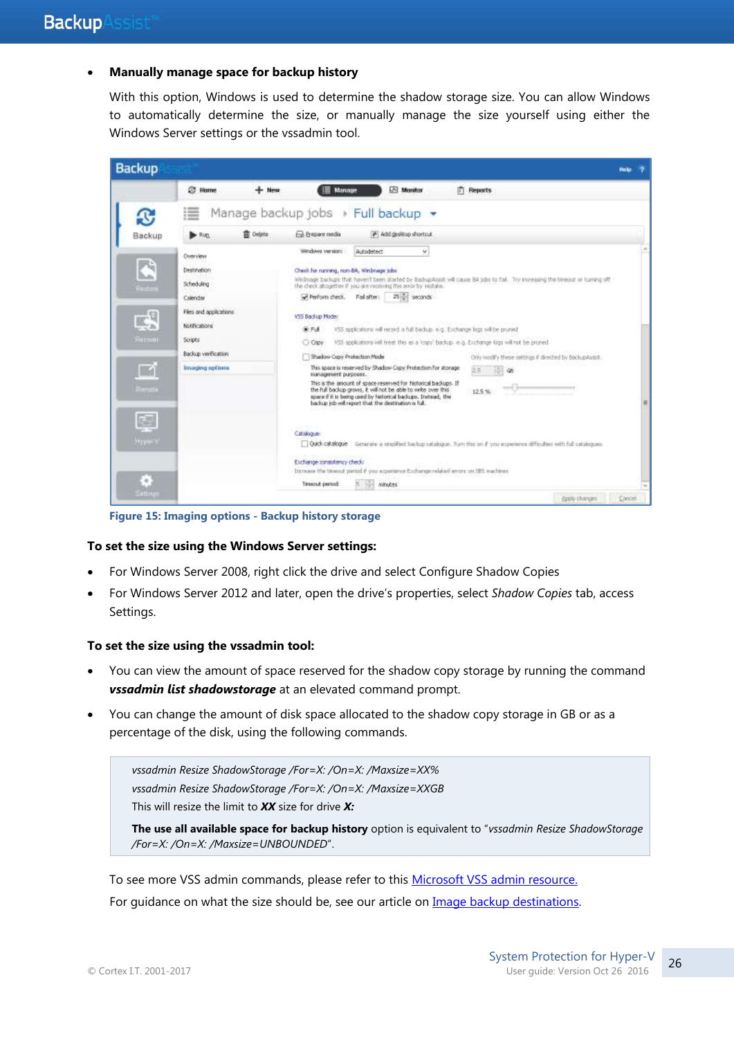- **Manually manage space for backup history**

  With this option, Windows is used to determine the shadow storage size. You can allow Windows to automatically determine the size, or manually manage the size yourself using either the Windows Server settings or the vssadmin tool.

Figure 15: Imaging options - Backup history storage

**To set the size using the Windows Server settings:**

- For Windows Server 2008, right click the drive and select Configure Shadow Copies
- For Windows Server 2012 and later, open the drive's properties, select *Shadow Copies* tab, access Settings.

**To set the size using the vssadmin tool:**

- You can view the amount of space reserved for the shadow copy storage by running the command ***vssadmin list shadowstorage*** at an elevated command prompt.
- You can change the amount of disk space allocated to the shadow copy storage in GB or as a percentage of the disk, using the following commands.

> *vssadmin Resize ShadowStorage /For=X: /On=X: /Maxsize=XX%*
>
> *vssadmin Resize ShadowStorage /For=X: /On=X: /Maxsize=XXGB*
>
> This will resize the limit to ***XX*** size for drive ***X:***
>
> **The use all available space for backup history** option is equivalent to "*vssadmin Resize ShadowStorage /For=X: /On=X: /Maxsize=UNBOUNDED*".

To see more VSS admin commands, please refer to this Microsoft VSS admin resource.

For guidance on what the size should be, see our article on Image backup destinations.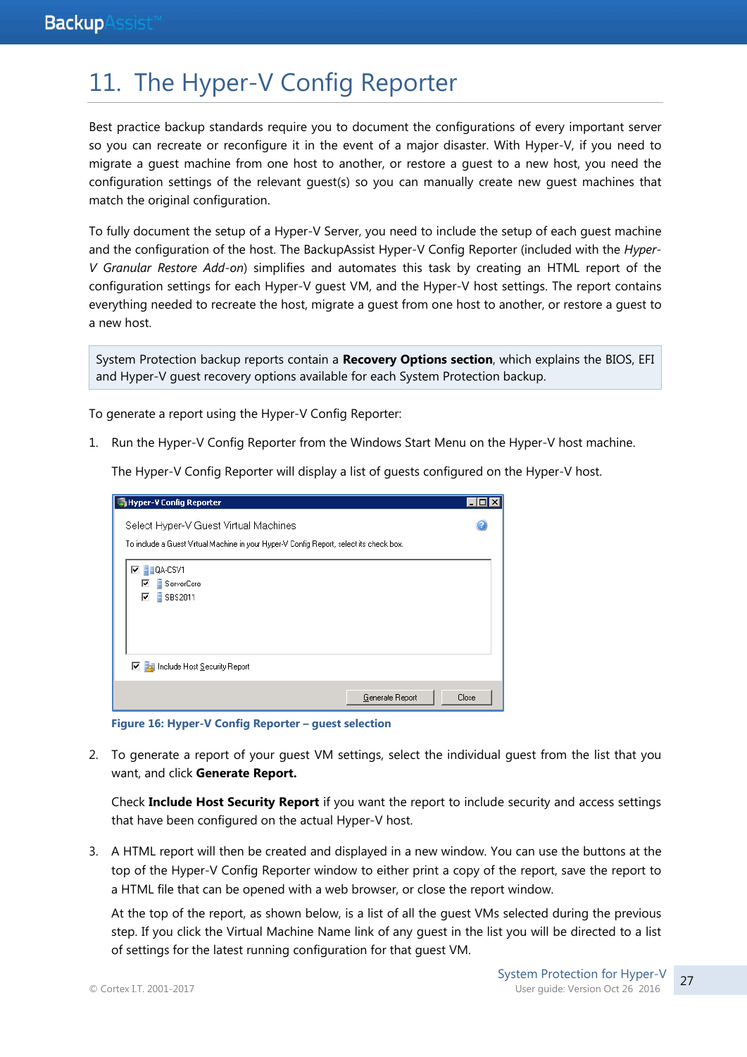# 11. The Hyper-V Config Reporter

Best practice backup standards require you to document the configurations of every important server so you can recreate or reconfigure it in the event of a major disaster. With Hyper-V, if you need to migrate a guest machine from one host to another, or restore a guest to a new host, you need the configuration settings of the relevant guest(s) so you can manually create new guest machines that match the original configuration.

To fully document the setup of a Hyper-V Server, you need to include the setup of each guest machine and the configuration of the host. The BackupAssist Hyper-V Config Reporter (included with the *Hyper-V Granular Restore Add-on*) simplifies and automates this task by creating an HTML report of the configuration settings for each Hyper-V guest VM, and the Hyper-V host settings. The report contains everything needed to recreate the host, migrate a guest from one host to another, or restore a guest to a new host.

> System Protection backup reports contain a **Recovery Options section**, which explains the BIOS, EFI and Hyper-V guest recovery options available for each System Protection backup.

To generate a report using the Hyper-V Config Reporter:

1. Run the Hyper-V Config Reporter from the Windows Start Menu on the Hyper-V host machine.

   The Hyper-V Config Reporter will display a list of guests configured on the Hyper-V host.

   **Figure 16: Hyper-V Config Reporter – guest selection**

2. To generate a report of your guest VM settings, select the individual guest from the list that you want, and click **Generate Report.**

   Check **Include Host Security Report** if you want the report to include security and access settings that have been configured on the actual Hyper-V host.

3. A HTML report will then be created and displayed in a new window. You can use the buttons at the top of the Hyper-V Config Reporter window to either print a copy of the report, save the report to a HTML file that can be opened with a web browser, or close the report window.

   At the top of the report, as shown below, is a list of all the guest VMs selected during the previous step. If you click the Virtual Machine Name link of any guest in the list you will be directed to a list of settings for the latest running configuration for that guest VM.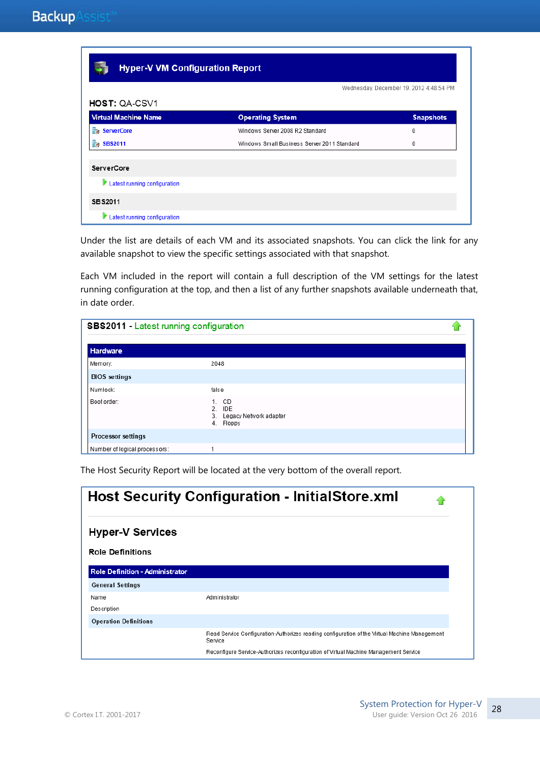## Hyper-V VM Configuration Report

Wednesday, December 19, 2012 4:48:54 PM

**HOST:** QA-CSV1

| Virtual Machine Name | Operating System | Snapshots |
|---|---|---|
| ServerCore | Windows Server 2008 R2 Standard | 0 |
| SBS2011 | Windows Small Business Server 2011 Standard | 0 |

**ServerCore**

Latest running configuration

**SBS2011**

Latest running configuration

Under the list are details of each VM and its associated snapshots. You can click the link for any available snapshot to view the specific settings associated with that snapshot.

Each VM included in the report will contain a full description of the VM settings for the latest running configuration at the top, and then a list of any further snapshots available underneath that, in date order.

**SBS2011 - Latest running configuration**

| Hardware | |
|---|---|
| Memory: | 2048 |
| **BIOS settings** | |
| Numlock: | false |
| Boot order: | 1. CD<br>2. IDE<br>3. Legacy Network adapter<br>4. Floppy |
| **Processor settings** | |
| Number of logical processors: | 1 |

The Host Security Report will be located at the very bottom of the overall report.

# Host Security Configuration - InitialStore.xml

## Hyper-V Services

### Role Definitions

| Role Definition - Administrator | |
|---|---|
| **General Settings** | |
| Name | Administrator |
| Description | |
| **Operation Definitions** | |
| | Read Service Configuration-Authorizes reading configuration of the Virtual Machine Management Service |
| | Reconfigure Service-Authorizes reconfiguration of Virtual Machine Management Service |